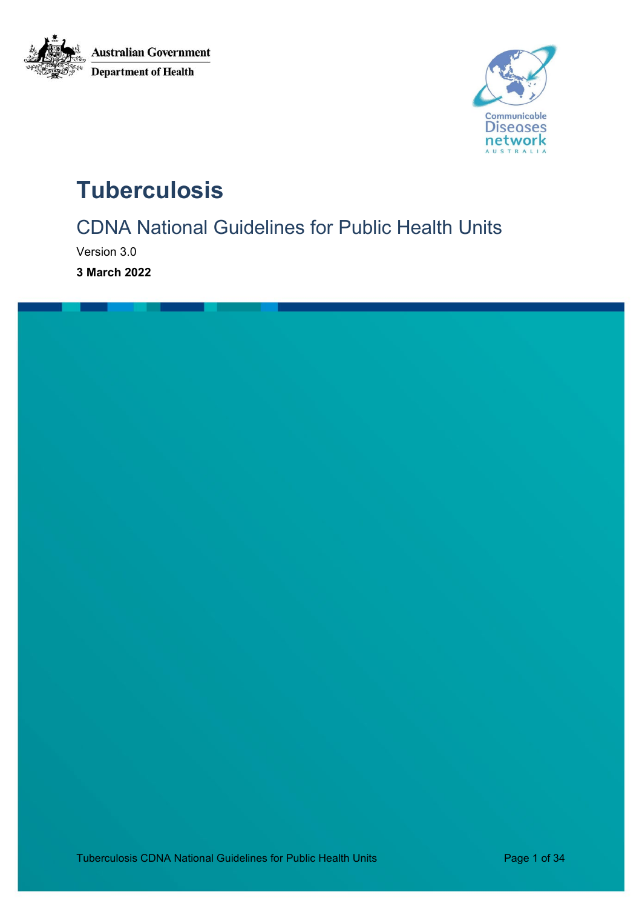Australian Government

Department of Health

Communicable Diseases network AUSTRALIA

# Tuberculosis

## CDNA National Guidelines for Public Health Units

Version 3.0

**3 March 2022**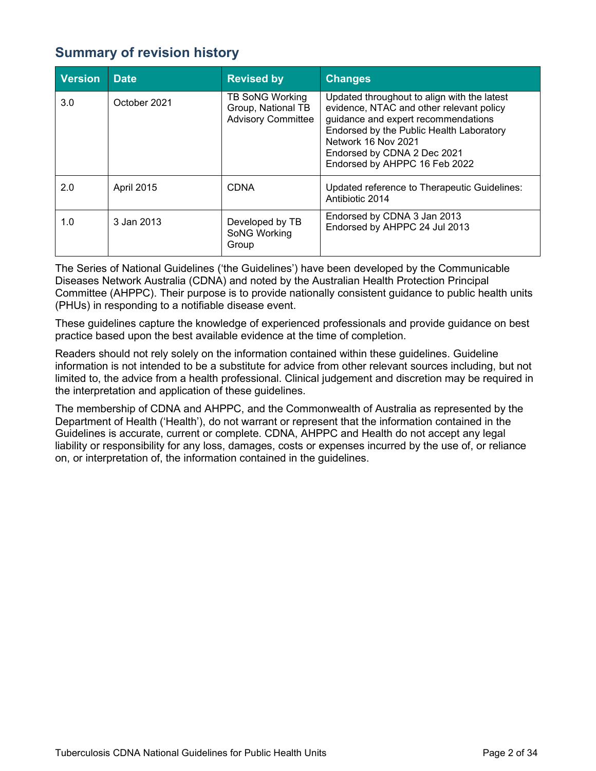## Summary of revision history

| Version | Date | Revised by | Changes |
|---|---|---|---|
| 3.0 | October 2021 | TB SoNG Working Group, National TB Advisory Committee | Updated throughout to align with the latest evidence, NTAC and other relevant policy guidance and expert recommendations<br>Endorsed by the Public Health Laboratory Network 16 Nov 2021<br>Endorsed by CDNA 2 Dec 2021<br>Endorsed by AHPPC 16 Feb 2022 |
| 2.0 | April 2015 | CDNA | Updated reference to Therapeutic Guidelines: Antibiotic 2014 |
| 1.0 | 3 Jan 2013 | Developed by TB SoNG Working Group | Endorsed by CDNA 3 Jan 2013<br>Endorsed by AHPPC 24 Jul 2013 |

The Series of National Guidelines ('the Guidelines') have been developed by the Communicable Diseases Network Australia (CDNA) and noted by the Australian Health Protection Principal Committee (AHPPC). Their purpose is to provide nationally consistent guidance to public health units (PHUs) in responding to a notifiable disease event.

These guidelines capture the knowledge of experienced professionals and provide guidance on best practice based upon the best available evidence at the time of completion.

Readers should not rely solely on the information contained within these guidelines. Guideline information is not intended to be a substitute for advice from other relevant sources including, but not limited to, the advice from a health professional. Clinical judgement and discretion may be required in the interpretation and application of these guidelines.

The membership of CDNA and AHPPC, and the Commonwealth of Australia as represented by the Department of Health ('Health'), do not warrant or represent that the information contained in the Guidelines is accurate, current or complete. CDNA, AHPPC and Health do not accept any legal liability or responsibility for any loss, damages, costs or expenses incurred by the use of, or reliance on, or interpretation of, the information contained in the guidelines.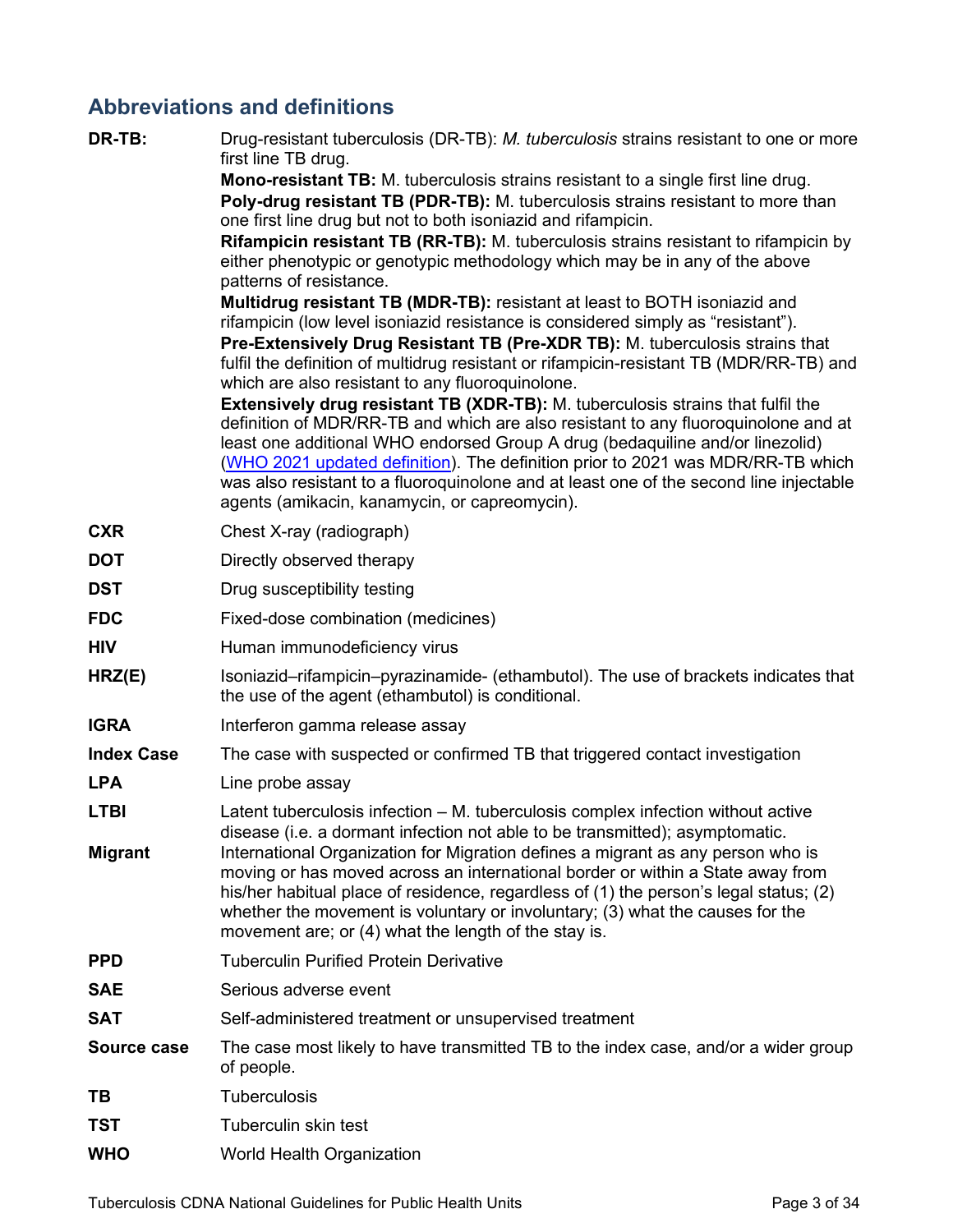## Abbreviations and definitions

**DR-TB:** Drug-resistant tuberculosis (DR-TB): *M. tuberculosis* strains resistant to one or more first line TB drug.

**Mono-resistant TB:** M. tuberculosis strains resistant to a single first line drug.

**Poly-drug resistant TB (PDR-TB):** M. tuberculosis strains resistant to more than one first line drug but not to both isoniazid and rifampicin.

**Rifampicin resistant TB (RR-TB):** M. tuberculosis strains resistant to rifampicin by either phenotypic or genotypic methodology which may be in any of the above patterns of resistance.

**Multidrug resistant TB (MDR-TB):** resistant at least to BOTH isoniazid and rifampicin (low level isoniazid resistance is considered simply as "resistant").

**Pre-Extensively Drug Resistant TB (Pre-XDR TB):** M. tuberculosis strains that fulfil the definition of multidrug resistant or rifampicin-resistant TB (MDR/RR-TB) and which are also resistant to any fluoroquinolone.

**Extensively drug resistant TB (XDR-TB):** M. tuberculosis strains that fulfil the definition of MDR/RR-TB and which are also resistant to any fluoroquinolone and at least one additional WHO endorsed Group A drug (bedaquiline and/or linezolid) (WHO 2021 updated definition). The definition prior to 2021 was MDR/RR-TB which was also resistant to a fluoroquinolone and at least one of the second line injectable agents (amikacin, kanamycin, or capreomycin).

**CXR** Chest X-ray (radiograph)

**DOT** Directly observed therapy

**DST** Drug susceptibility testing

**FDC** Fixed-dose combination (medicines)

**HIV** Human immunodeficiency virus

**HRZ(E)** Isoniazid–rifampicin–pyrazinamide- (ethambutol). The use of brackets indicates that the use of the agent (ethambutol) is conditional.

**IGRA** Interferon gamma release assay

**Index Case** The case with suspected or confirmed TB that triggered contact investigation

**LPA** Line probe assay

**LTBI** Latent tuberculosis infection – M. tuberculosis complex infection without active disease (i.e. a dormant infection not able to be transmitted); asymptomatic.

**Migrant** International Organization for Migration defines a migrant as any person who is moving or has moved across an international border or within a State away from his/her habitual place of residence, regardless of (1) the person's legal status; (2) whether the movement is voluntary or involuntary; (3) what the causes for the movement are; or (4) what the length of the stay is.

**PPD** Tuberculin Purified Protein Derivative

**SAE** Serious adverse event

**SAT** Self-administered treatment or unsupervised treatment

**Source case** The case most likely to have transmitted TB to the index case, and/or a wider group of people.

**TB** Tuberculosis

**TST** Tuberculin skin test

**WHO** World Health Organization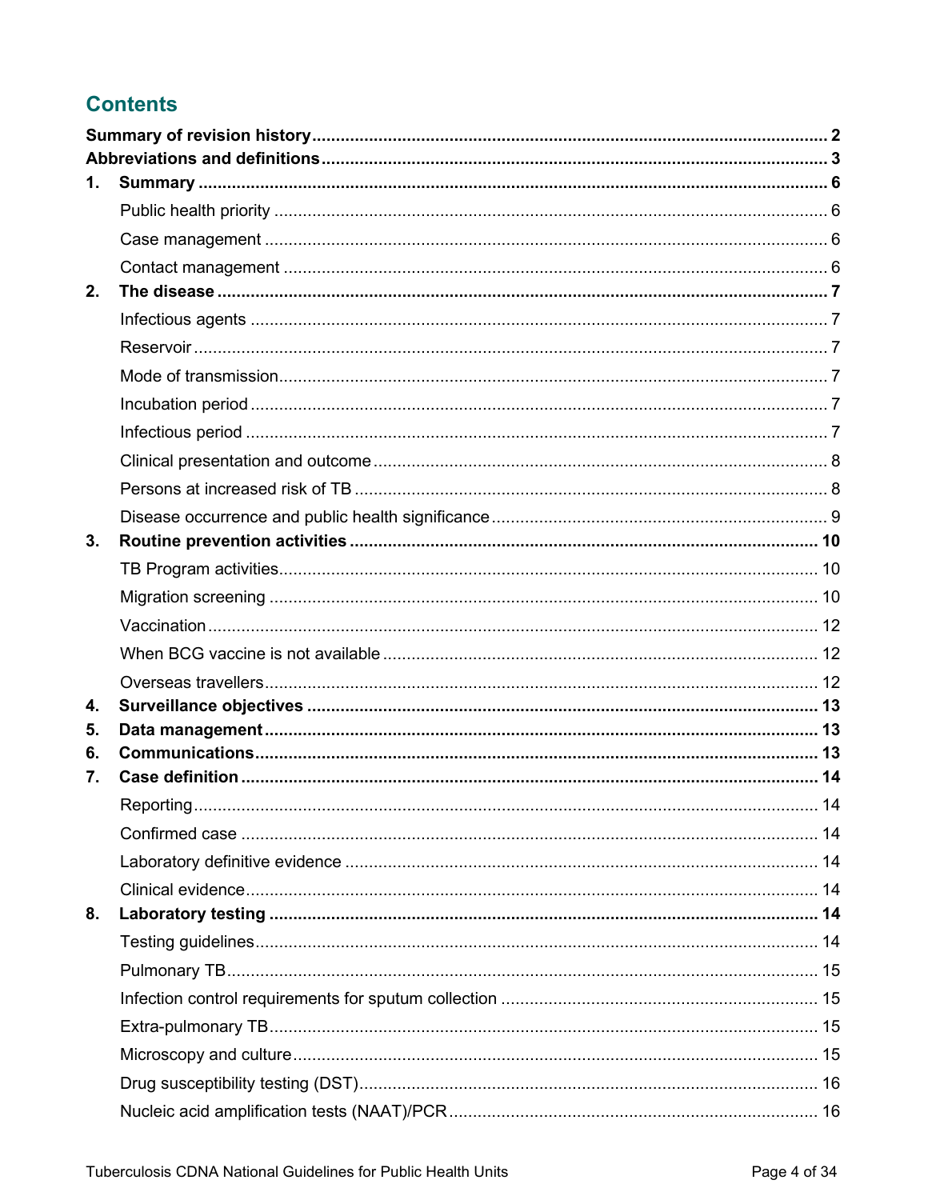## Contents

**Summary of revision history** ..... **2**

**Abbreviations and definitions** ..... **3**

**1. Summary** ..... **6**

- Public health priority ..... 6
- Case management ..... 6
- Contact management ..... 6

**2. The disease** ..... **7**

- Infectious agents ..... 7
- Reservoir ..... 7
- Mode of transmission ..... 7
- Incubation period ..... 7
- Infectious period ..... 7
- Clinical presentation and outcome ..... 8
- Persons at increased risk of TB ..... 8
- Disease occurrence and public health significance ..... 9

**3. Routine prevention activities** ..... **10**

- TB Program activities ..... 10
- Migration screening ..... 10
- Vaccination ..... 12
- When BCG vaccine is not available ..... 12
- Overseas travellers ..... 12

**4. Surveillance objectives** ..... **13**

**5. Data management** ..... **13**

**6. Communications** ..... **13**

**7. Case definition** ..... **14**

- Reporting ..... 14
- Confirmed case ..... 14
- Laboratory definitive evidence ..... 14
- Clinical evidence ..... 14

**8. Laboratory testing** ..... **14**

- Testing guidelines ..... 14
- Pulmonary TB ..... 15
- Infection control requirements for sputum collection ..... 15
- Extra-pulmonary TB ..... 15
- Microscopy and culture ..... 15
- Drug susceptibility testing (DST) ..... 16
- Nucleic acid amplification tests (NAAT)/PCR ..... 16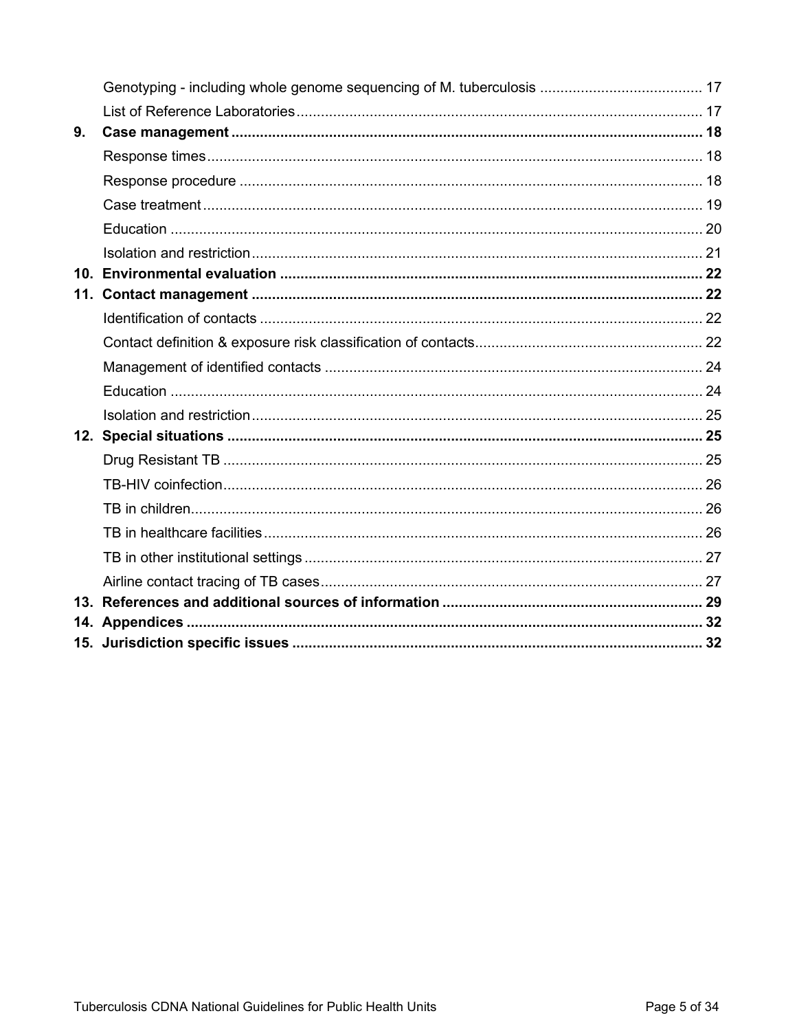Genotyping - including whole genome sequencing of M. tuberculosis ........................................ 17

List of Reference Laboratories .................................................................................................... 17

**9. Case management ................................................................................................................... 18**

Response times .......................................................................................................................... 18

Response procedure ................................................................................................................. 18

Case treatment ........................................................................................................................... 19

Education ................................................................................................................................... 20

Isolation and restriction .............................................................................................................. 21

**10. Environmental evaluation ....................................................................................................... 22**

**11. Contact management .............................................................................................................. 22**

Identification of contacts ............................................................................................................ 22

Contact definition & exposure risk classification of contacts ........................................................ 22

Management of identified contacts ............................................................................................ 24

Education ................................................................................................................................... 24

Isolation and restriction .............................................................................................................. 25

**12. Special situations .................................................................................................................... 25**

Drug Resistant TB ...................................................................................................................... 25

TB-HIV coinfection ...................................................................................................................... 26

TB in children .............................................................................................................................. 26

TB in healthcare facilities ............................................................................................................ 26

TB in other institutional settings ................................................................................................. 27

Airline contact tracing of TB cases ............................................................................................. 27

**13. References and additional sources of information ................................................................ 29**

**14. Appendices .............................................................................................................................. 32**

**15. Jurisdiction specific issues ..................................................................................................... 32**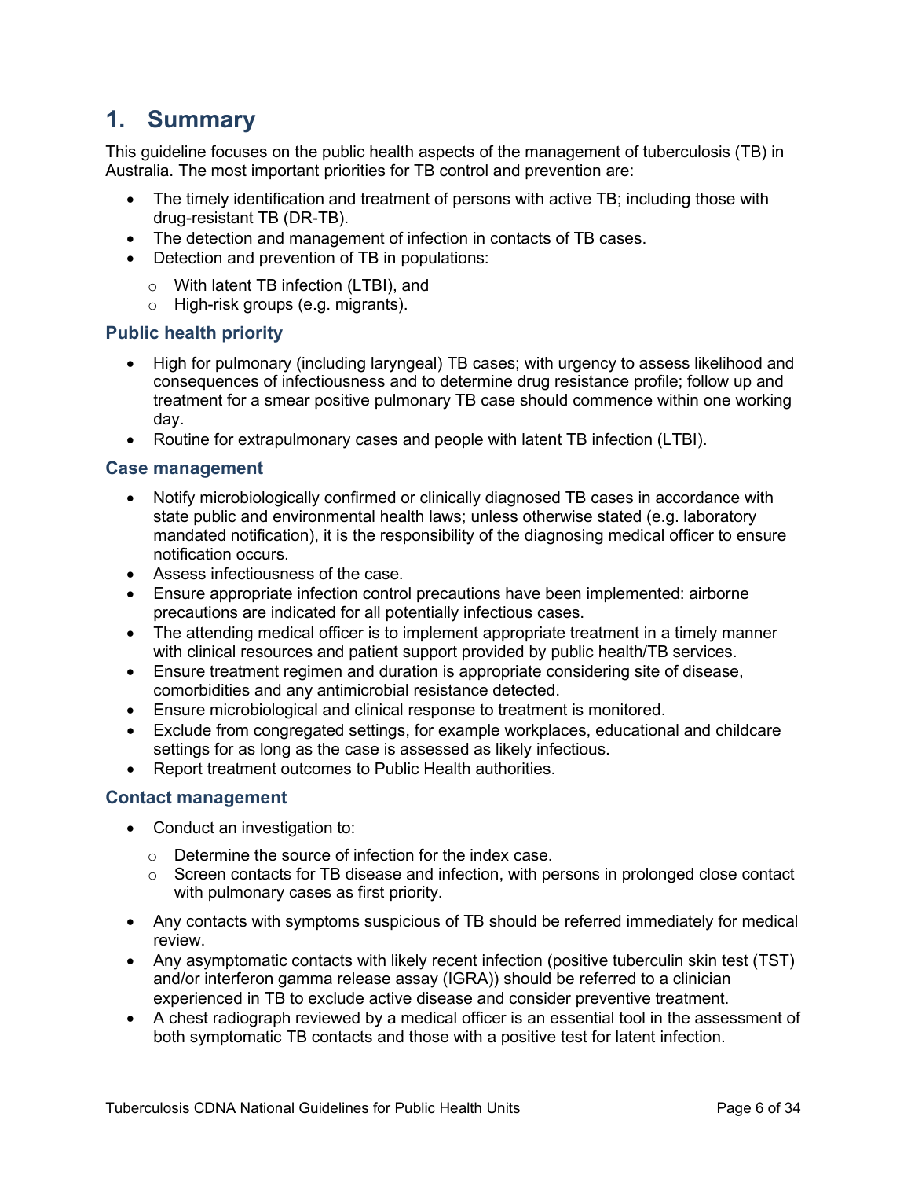# 1. Summary

This guideline focuses on the public health aspects of the management of tuberculosis (TB) in Australia. The most important priorities for TB control and prevention are:

- The timely identification and treatment of persons with active TB; including those with drug-resistant TB (DR-TB).
- The detection and management of infection in contacts of TB cases.
- Detection and prevention of TB in populations:
  - With latent TB infection (LTBI), and
  - High-risk groups (e.g. migrants).

## Public health priority

- High for pulmonary (including laryngeal) TB cases; with urgency to assess likelihood and consequences of infectiousness and to determine drug resistance profile; follow up and treatment for a smear positive pulmonary TB case should commence within one working day.
- Routine for extrapulmonary cases and people with latent TB infection (LTBI).

## Case management

- Notify microbiologically confirmed or clinically diagnosed TB cases in accordance with state public and environmental health laws; unless otherwise stated (e.g. laboratory mandated notification), it is the responsibility of the diagnosing medical officer to ensure notification occurs.
- Assess infectiousness of the case.
- Ensure appropriate infection control precautions have been implemented: airborne precautions are indicated for all potentially infectious cases.
- The attending medical officer is to implement appropriate treatment in a timely manner with clinical resources and patient support provided by public health/TB services.
- Ensure treatment regimen and duration is appropriate considering site of disease, comorbidities and any antimicrobial resistance detected.
- Ensure microbiological and clinical response to treatment is monitored.
- Exclude from congregated settings, for example workplaces, educational and childcare settings for as long as the case is assessed as likely infectious.
- Report treatment outcomes to Public Health authorities.

## Contact management

- Conduct an investigation to:
  - Determine the source of infection for the index case.
  - Screen contacts for TB disease and infection, with persons in prolonged close contact with pulmonary cases as first priority.
- Any contacts with symptoms suspicious of TB should be referred immediately for medical review.
- Any asymptomatic contacts with likely recent infection (positive tuberculin skin test (TST) and/or interferon gamma release assay (IGRA)) should be referred to a clinician experienced in TB to exclude active disease and consider preventive treatment.
- A chest radiograph reviewed by a medical officer is an essential tool in the assessment of both symptomatic TB contacts and those with a positive test for latent infection.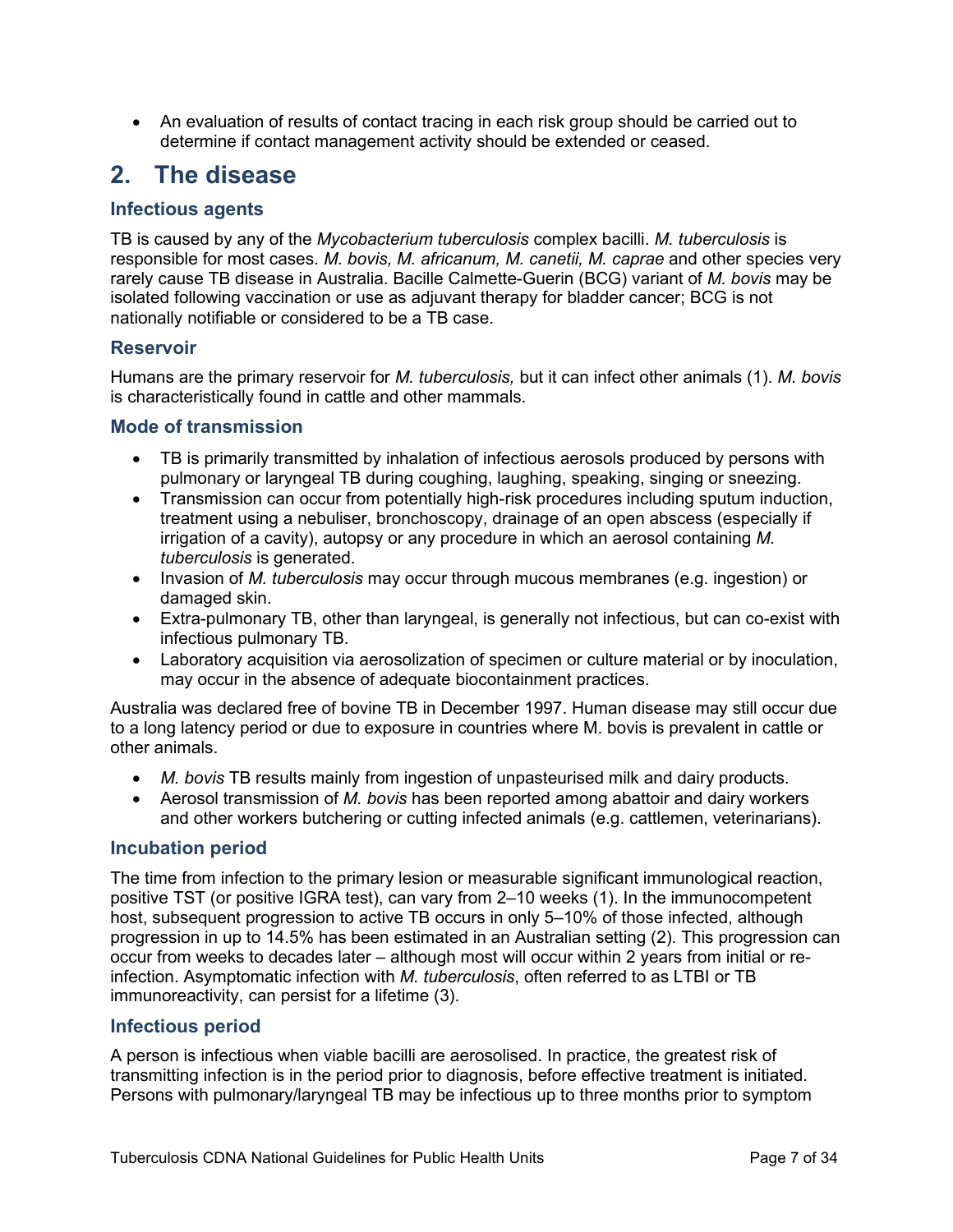- An evaluation of results of contact tracing in each risk group should be carried out to determine if contact management activity should be extended or ceased.

## 2. The disease

### Infectious agents

TB is caused by any of the *Mycobacterium tuberculosis* complex bacilli. *M. tuberculosis* is responsible for most cases. *M. bovis, M. africanum, M. canetii, M. caprae* and other species very rarely cause TB disease in Australia. Bacille Calmette-Guerin (BCG) variant of *M. bovis* may be isolated following vaccination or use as adjuvant therapy for bladder cancer; BCG is not nationally notifiable or considered to be a TB case.

### Reservoir

Humans are the primary reservoir for *M. tuberculosis,* but it can infect other animals (1). *M. bovis* is characteristically found in cattle and other mammals.

### Mode of transmission

- TB is primarily transmitted by inhalation of infectious aerosols produced by persons with pulmonary or laryngeal TB during coughing, laughing, speaking, singing or sneezing.
- Transmission can occur from potentially high-risk procedures including sputum induction, treatment using a nebuliser, bronchoscopy, drainage of an open abscess (especially if irrigation of a cavity), autopsy or any procedure in which an aerosol containing *M. tuberculosis* is generated.
- Invasion of *M. tuberculosis* may occur through mucous membranes (e.g. ingestion) or damaged skin.
- Extra-pulmonary TB, other than laryngeal, is generally not infectious, but can co-exist with infectious pulmonary TB.
- Laboratory acquisition via aerosolization of specimen or culture material or by inoculation, may occur in the absence of adequate biocontainment practices.

Australia was declared free of bovine TB in December 1997. Human disease may still occur due to a long latency period or due to exposure in countries where M. bovis is prevalent in cattle or other animals.

- *M. bovis* TB results mainly from ingestion of unpasteurised milk and dairy products.
- Aerosol transmission of *M. bovis* has been reported among abattoir and dairy workers and other workers butchering or cutting infected animals (e.g. cattlemen, veterinarians).

### Incubation period

The time from infection to the primary lesion or measurable significant immunological reaction, positive TST (or positive IGRA test), can vary from 2–10 weeks (1). In the immunocompetent host, subsequent progression to active TB occurs in only 5–10% of those infected, although progression in up to 14.5% has been estimated in an Australian setting (2). This progression can occur from weeks to decades later – although most will occur within 2 years from initial or re-infection. Asymptomatic infection with *M. tuberculosis*, often referred to as LTBI or TB immunoreactivity, can persist for a lifetime (3).

### Infectious period

A person is infectious when viable bacilli are aerosolised. In practice, the greatest risk of transmitting infection is in the period prior to diagnosis, before effective treatment is initiated. Persons with pulmonary/laryngeal TB may be infectious up to three months prior to symptom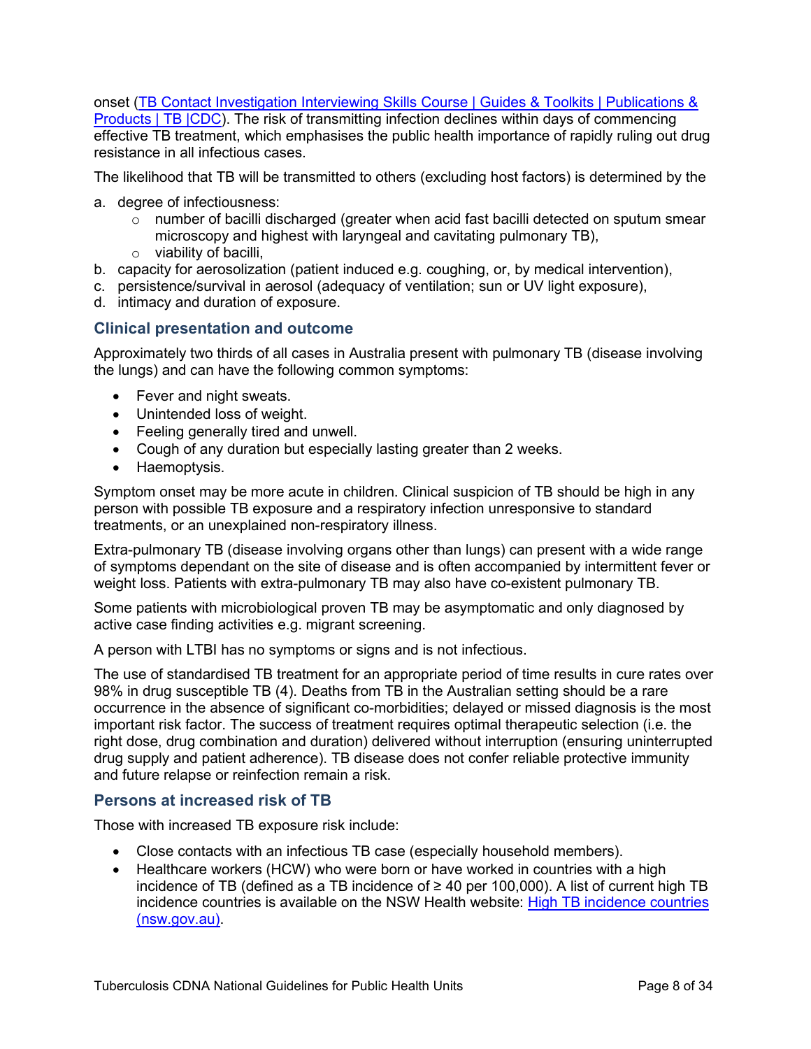onset ([TB Contact Investigation Interviewing Skills Course | Guides & Toolkits | Publications & Products | TB |CDC]()). The risk of transmitting infection declines within days of commencing effective TB treatment, which emphasises the public health importance of rapidly ruling out drug resistance in all infectious cases.

The likelihood that TB will be transmitted to others (excluding host factors) is determined by the

a. degree of infectiousness:
   - number of bacilli discharged (greater when acid fast bacilli detected on sputum smear microscopy and highest with laryngeal and cavitating pulmonary TB),
   - viability of bacilli,
b. capacity for aerosolization (patient induced e.g. coughing, or, by medical intervention),
c. persistence/survival in aerosol (adequacy of ventilation; sun or UV light exposure),
d. intimacy and duration of exposure.

### Clinical presentation and outcome

Approximately two thirds of all cases in Australia present with pulmonary TB (disease involving the lungs) and can have the following common symptoms:

- Fever and night sweats.
- Unintended loss of weight.
- Feeling generally tired and unwell.
- Cough of any duration but especially lasting greater than 2 weeks.
- Haemoptysis.

Symptom onset may be more acute in children. Clinical suspicion of TB should be high in any person with possible TB exposure and a respiratory infection unresponsive to standard treatments, or an unexplained non-respiratory illness.

Extra-pulmonary TB (disease involving organs other than lungs) can present with a wide range of symptoms dependant on the site of disease and is often accompanied by intermittent fever or weight loss. Patients with extra-pulmonary TB may also have co-existent pulmonary TB.

Some patients with microbiological proven TB may be asymptomatic and only diagnosed by active case finding activities e.g. migrant screening.

A person with LTBI has no symptoms or signs and is not infectious.

The use of standardised TB treatment for an appropriate period of time results in cure rates over 98% in drug susceptible TB (4). Deaths from TB in the Australian setting should be a rare occurrence in the absence of significant co-morbidities; delayed or missed diagnosis is the most important risk factor. The success of treatment requires optimal therapeutic selection (i.e. the right dose, drug combination and duration) delivered without interruption (ensuring uninterrupted drug supply and patient adherence). TB disease does not confer reliable protective immunity and future relapse or reinfection remain a risk.

### Persons at increased risk of TB

Those with increased TB exposure risk include:

- Close contacts with an infectious TB case (especially household members).
- Healthcare workers (HCW) who were born or have worked in countries with a high incidence of TB (defined as a TB incidence of ≥ 40 per 100,000). A list of current high TB incidence countries is available on the NSW Health website: [High TB incidence countries (nsw.gov.au)]().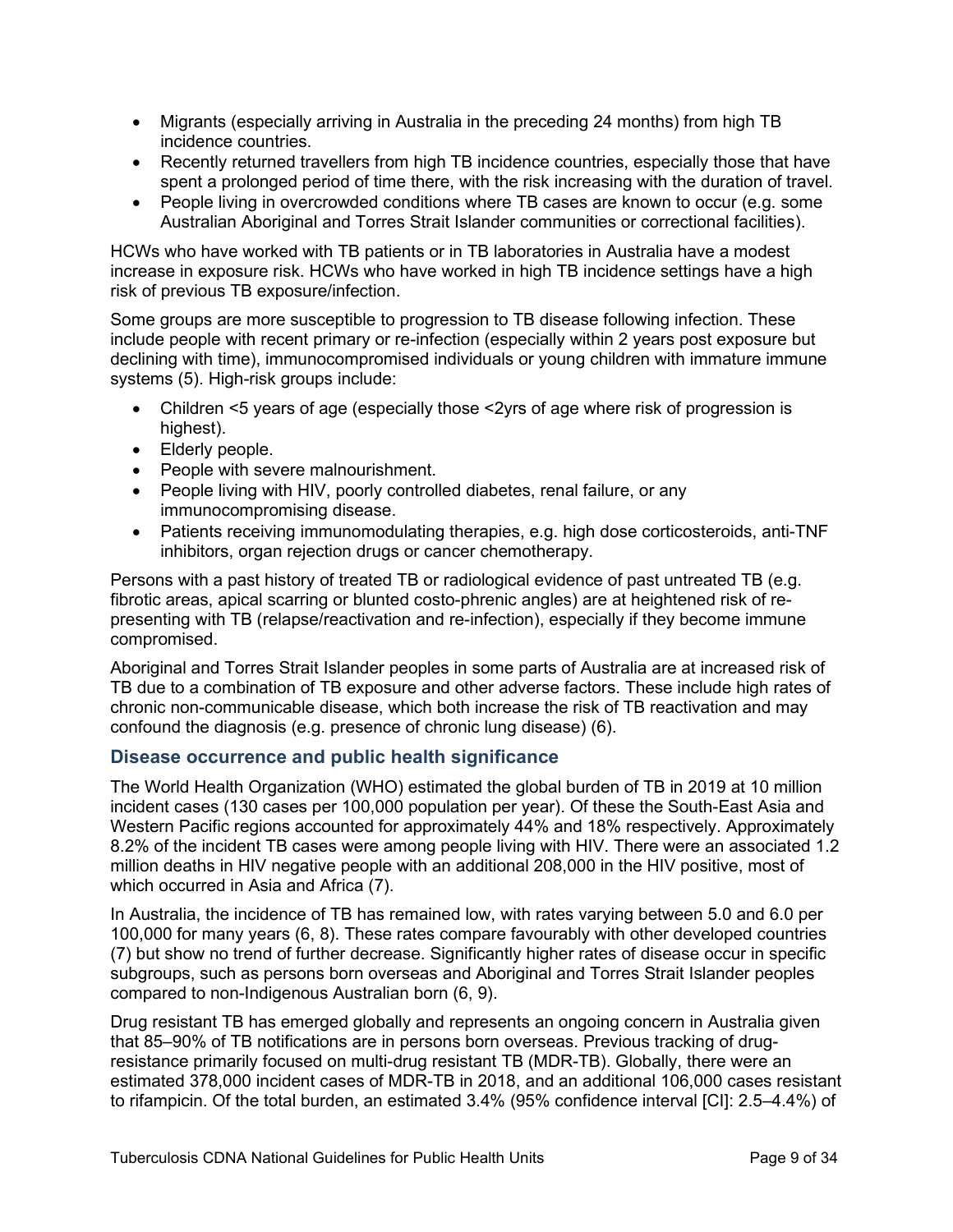- Migrants (especially arriving in Australia in the preceding 24 months) from high TB incidence countries.
- Recently returned travellers from high TB incidence countries, especially those that have spent a prolonged period of time there, with the risk increasing with the duration of travel.
- People living in overcrowded conditions where TB cases are known to occur (e.g. some Australian Aboriginal and Torres Strait Islander communities or correctional facilities).

HCWs who have worked with TB patients or in TB laboratories in Australia have a modest increase in exposure risk. HCWs who have worked in high TB incidence settings have a high risk of previous TB exposure/infection.

Some groups are more susceptible to progression to TB disease following infection. These include people with recent primary or re-infection (especially within 2 years post exposure but declining with time), immunocompromised individuals or young children with immature immune systems (5). High-risk groups include:

- Children <5 years of age (especially those <2yrs of age where risk of progression is highest).
- Elderly people.
- People with severe malnourishment.
- People living with HIV, poorly controlled diabetes, renal failure, or any immunocompromising disease.
- Patients receiving immunomodulating therapies, e.g. high dose corticosteroids, anti-TNF inhibitors, organ rejection drugs or cancer chemotherapy.

Persons with a past history of treated TB or radiological evidence of past untreated TB (e.g. fibrotic areas, apical scarring or blunted costo-phrenic angles) are at heightened risk of re-presenting with TB (relapse/reactivation and re-infection), especially if they become immune compromised.

Aboriginal and Torres Strait Islander peoples in some parts of Australia are at increased risk of TB due to a combination of TB exposure and other adverse factors. These include high rates of chronic non-communicable disease, which both increase the risk of TB reactivation and may confound the diagnosis (e.g. presence of chronic lung disease) (6).

## Disease occurrence and public health significance

The World Health Organization (WHO) estimated the global burden of TB in 2019 at 10 million incident cases (130 cases per 100,000 population per year). Of these the South-East Asia and Western Pacific regions accounted for approximately 44% and 18% respectively. Approximately 8.2% of the incident TB cases were among people living with HIV. There were an associated 1.2 million deaths in HIV negative people with an additional 208,000 in the HIV positive, most of which occurred in Asia and Africa (7).

In Australia, the incidence of TB has remained low, with rates varying between 5.0 and 6.0 per 100,000 for many years (6, 8). These rates compare favourably with other developed countries (7) but show no trend of further decrease. Significantly higher rates of disease occur in specific subgroups, such as persons born overseas and Aboriginal and Torres Strait Islander peoples compared to non-Indigenous Australian born (6, 9).

Drug resistant TB has emerged globally and represents an ongoing concern in Australia given that 85–90% of TB notifications are in persons born overseas. Previous tracking of drug-resistance primarily focused on multi-drug resistant TB (MDR-TB). Globally, there were an estimated 378,000 incident cases of MDR-TB in 2018, and an additional 106,000 cases resistant to rifampicin. Of the total burden, an estimated 3.4% (95% confidence interval [CI]: 2.5–4.4%) of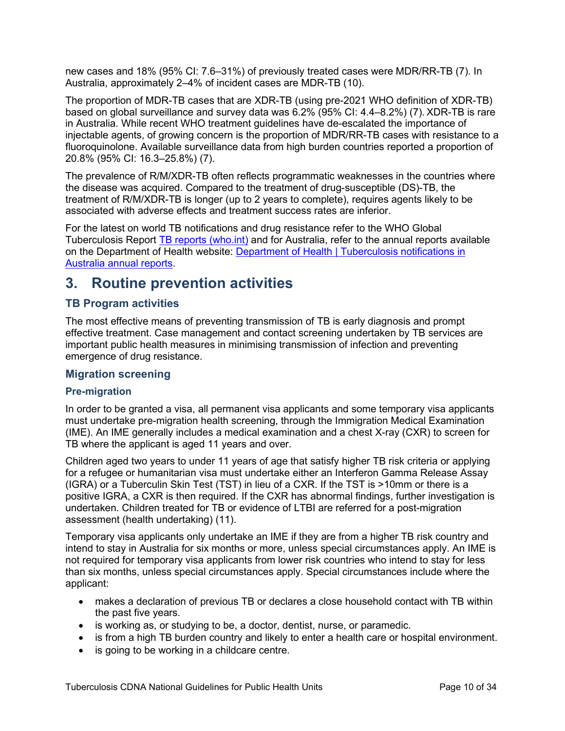new cases and 18% (95% CI: 7.6–31%) of previously treated cases were MDR/RR-TB (7). In Australia, approximately 2–4% of incident cases are MDR-TB (10).

The proportion of MDR-TB cases that are XDR-TB (using pre-2021 WHO definition of XDR-TB) based on global surveillance and survey data was 6.2% (95% CI: 4.4–8.2%) (7). XDR-TB is rare in Australia. While recent WHO treatment guidelines have de-escalated the importance of injectable agents, of growing concern is the proportion of MDR/RR-TB cases with resistance to a fluoroquinolone. Available surveillance data from high burden countries reported a proportion of 20.8% (95% CI: 16.3–25.8%) (7).

The prevalence of R/M/XDR-TB often reflects programmatic weaknesses in the countries where the disease was acquired. Compared to the treatment of drug-susceptible (DS)-TB, the treatment of R/M/XDR-TB is longer (up to 2 years to complete), requires agents likely to be associated with adverse effects and treatment success rates are inferior.

For the latest on world TB notifications and drug resistance refer to the WHO Global Tuberculosis Report [TB reports (who.int)](TB reports (who.int)) and for Australia, refer to the annual reports available on the Department of Health website: [Department of Health | Tuberculosis notifications in Australia annual reports](Department of Health | Tuberculosis notifications in Australia annual reports).

# 3. Routine prevention activities

## TB Program activities

The most effective means of preventing transmission of TB is early diagnosis and prompt effective treatment. Case management and contact screening undertaken by TB services are important public health measures in minimising transmission of infection and preventing emergence of drug resistance.

## Migration screening

### Pre-migration

In order to be granted a visa, all permanent visa applicants and some temporary visa applicants must undertake pre-migration health screening, through the Immigration Medical Examination (IME). An IME generally includes a medical examination and a chest X-ray (CXR) to screen for TB where the applicant is aged 11 years and over.

Children aged two years to under 11 years of age that satisfy higher TB risk criteria or applying for a refugee or humanitarian visa must undertake either an Interferon Gamma Release Assay (IGRA) or a Tuberculin Skin Test (TST) in lieu of a CXR. If the TST is >10mm or there is a positive IGRA, a CXR is then required. If the CXR has abnormal findings, further investigation is undertaken. Children treated for TB or evidence of LTBI are referred for a post-migration assessment (health undertaking) (11).

Temporary visa applicants only undertake an IME if they are from a higher TB risk country and intend to stay in Australia for six months or more, unless special circumstances apply. An IME is not required for temporary visa applicants from lower risk countries who intend to stay for less than six months, unless special circumstances apply. Special circumstances include where the applicant:

- makes a declaration of previous TB or declares a close household contact with TB within the past five years.
- is working as, or studying to be, a doctor, dentist, nurse, or paramedic.
- is from a high TB burden country and likely to enter a health care or hospital environment.
- is going to be working in a childcare centre.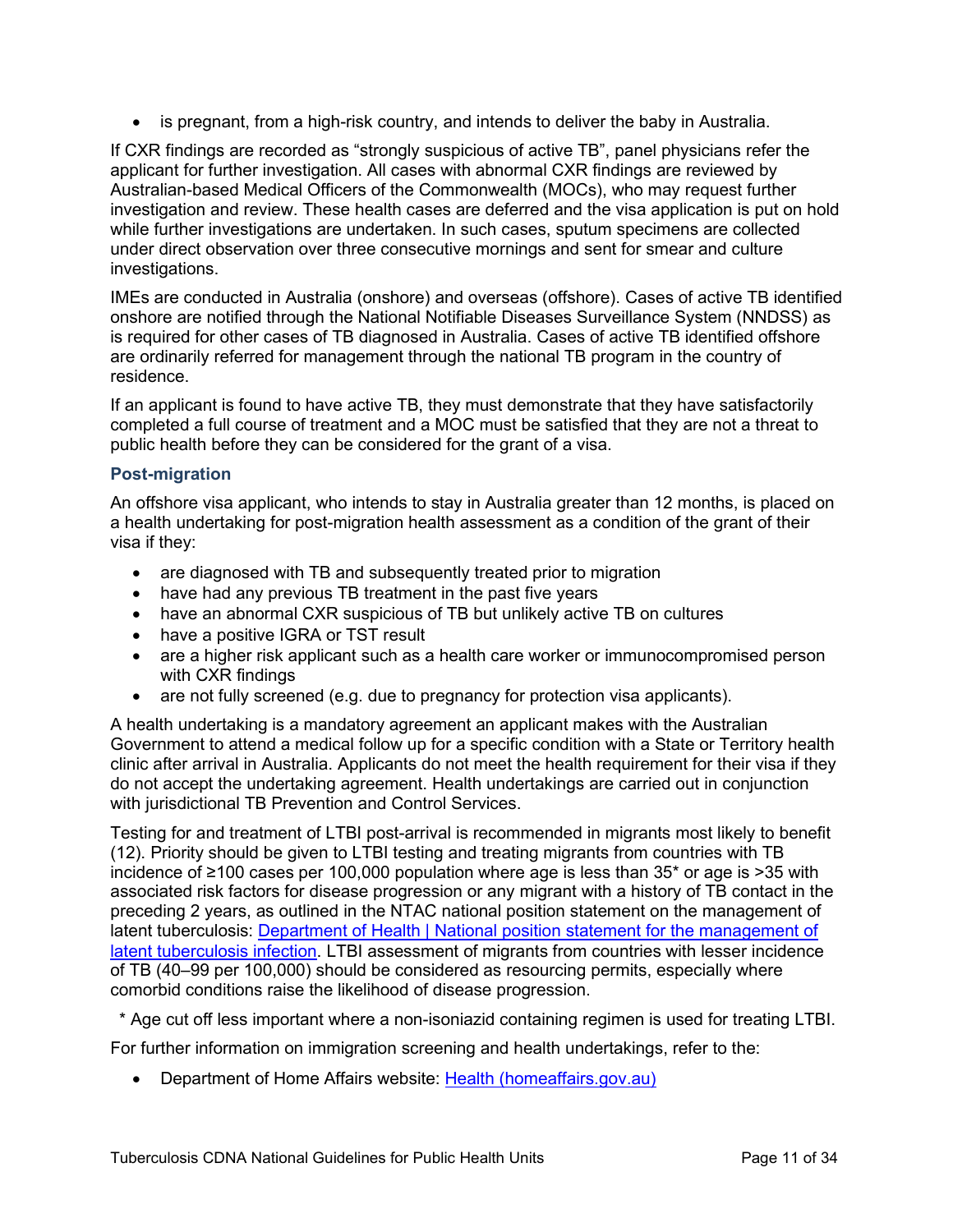- is pregnant, from a high-risk country, and intends to deliver the baby in Australia.

If CXR findings are recorded as "strongly suspicious of active TB", panel physicians refer the applicant for further investigation. All cases with abnormal CXR findings are reviewed by Australian-based Medical Officers of the Commonwealth (MOCs), who may request further investigation and review. These health cases are deferred and the visa application is put on hold while further investigations are undertaken. In such cases, sputum specimens are collected under direct observation over three consecutive mornings and sent for smear and culture investigations.

IMEs are conducted in Australia (onshore) and overseas (offshore). Cases of active TB identified onshore are notified through the National Notifiable Diseases Surveillance System (NNDSS) as is required for other cases of TB diagnosed in Australia. Cases of active TB identified offshore are ordinarily referred for management through the national TB program in the country of residence.

If an applicant is found to have active TB, they must demonstrate that they have satisfactorily completed a full course of treatment and a MOC must be satisfied that they are not a threat to public health before they can be considered for the grant of a visa.

### Post-migration

An offshore visa applicant, who intends to stay in Australia greater than 12 months, is placed on a health undertaking for post-migration health assessment as a condition of the grant of their visa if they:

- are diagnosed with TB and subsequently treated prior to migration
- have had any previous TB treatment in the past five years
- have an abnormal CXR suspicious of TB but unlikely active TB on cultures
- have a positive IGRA or TST result
- are a higher risk applicant such as a health care worker or immunocompromised person with CXR findings
- are not fully screened (e.g. due to pregnancy for protection visa applicants).

A health undertaking is a mandatory agreement an applicant makes with the Australian Government to attend a medical follow up for a specific condition with a State or Territory health clinic after arrival in Australia. Applicants do not meet the health requirement for their visa if they do not accept the undertaking agreement. Health undertakings are carried out in conjunction with jurisdictional TB Prevention and Control Services.

Testing for and treatment of LTBI post-arrival is recommended in migrants most likely to benefit (12). Priority should be given to LTBI testing and treating migrants from countries with TB incidence of ≥100 cases per 100,000 population where age is less than 35* or age is >35 with associated risk factors for disease progression or any migrant with a history of TB contact in the preceding 2 years, as outlined in the NTAC national position statement on the management of latent tuberculosis: [Department of Health | National position statement for the management of latent tuberculosis infection](). LTBI assessment of migrants from countries with lesser incidence of TB (40–99 per 100,000) should be considered as resourcing permits, especially where comorbid conditions raise the likelihood of disease progression.

\* Age cut off less important where a non-isoniazid containing regimen is used for treating LTBI.

For further information on immigration screening and health undertakings, refer to the:

- Department of Home Affairs website: [Health (homeaffairs.gov.au)]()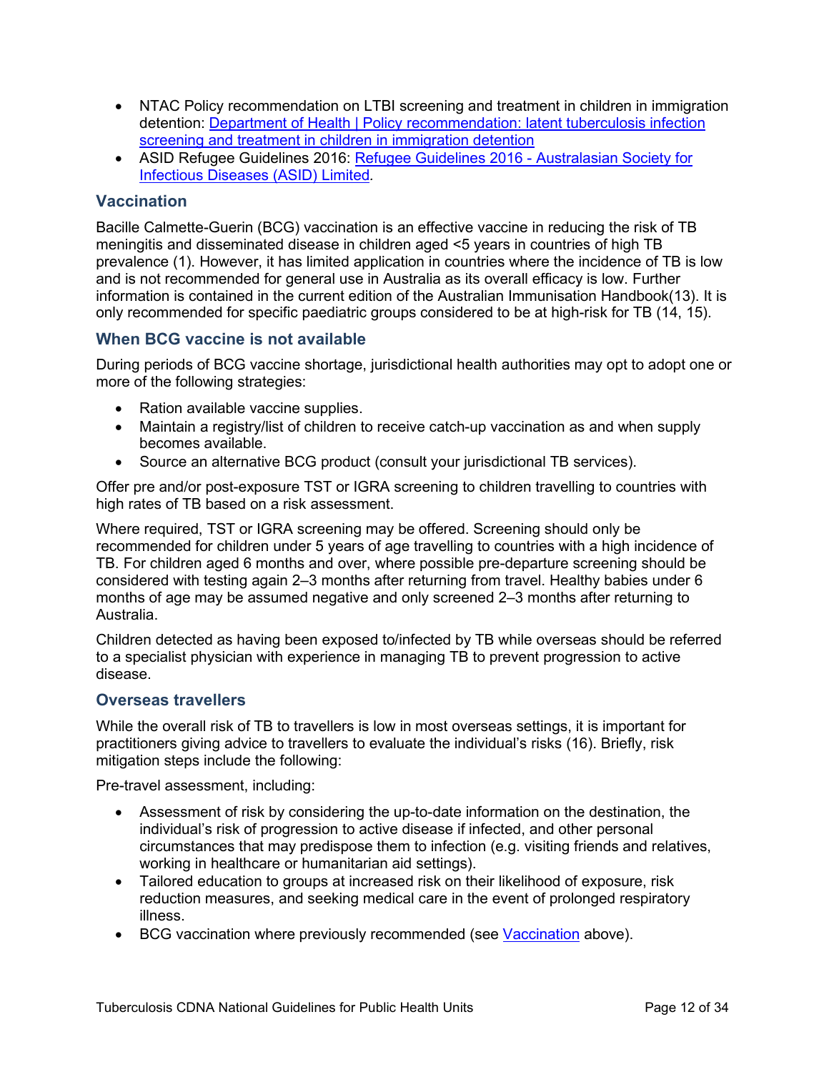- NTAC Policy recommendation on LTBI screening and treatment in children in immigration detention: [Department of Health | Policy recommendation: latent tuberculosis infection screening and treatment in children in immigration detention]()
- ASID Refugee Guidelines 2016: [Refugee Guidelines 2016 - Australasian Society for Infectious Diseases (ASID) Limited]().

## Vaccination

Bacille Calmette-Guerin (BCG) vaccination is an effective vaccine in reducing the risk of TB meningitis and disseminated disease in children aged <5 years in countries of high TB prevalence (1). However, it has limited application in countries where the incidence of TB is low and is not recommended for general use in Australia as its overall efficacy is low. Further information is contained in the current edition of the Australian Immunisation Handbook(13). It is only recommended for specific paediatric groups considered to be at high-risk for TB (14, 15).

## When BCG vaccine is not available

During periods of BCG vaccine shortage, jurisdictional health authorities may opt to adopt one or more of the following strategies:

- Ration available vaccine supplies.
- Maintain a registry/list of children to receive catch-up vaccination as and when supply becomes available.
- Source an alternative BCG product (consult your jurisdictional TB services).

Offer pre and/or post-exposure TST or IGRA screening to children travelling to countries with high rates of TB based on a risk assessment.

Where required, TST or IGRA screening may be offered. Screening should only be recommended for children under 5 years of age travelling to countries with a high incidence of TB. For children aged 6 months and over, where possible pre-departure screening should be considered with testing again 2–3 months after returning from travel. Healthy babies under 6 months of age may be assumed negative and only screened 2–3 months after returning to Australia.

Children detected as having been exposed to/infected by TB while overseas should be referred to a specialist physician with experience in managing TB to prevent progression to active disease.

## Overseas travellers

While the overall risk of TB to travellers is low in most overseas settings, it is important for practitioners giving advice to travellers to evaluate the individual's risks (16). Briefly, risk mitigation steps include the following:

Pre-travel assessment, including:

- Assessment of risk by considering the up-to-date information on the destination, the individual's risk of progression to active disease if infected, and other personal circumstances that may predispose them to infection (e.g. visiting friends and relatives, working in healthcare or humanitarian aid settings).
- Tailored education to groups at increased risk on their likelihood of exposure, risk reduction measures, and seeking medical care in the event of prolonged respiratory illness.
- BCG vaccination where previously recommended (see [Vaccination]() above).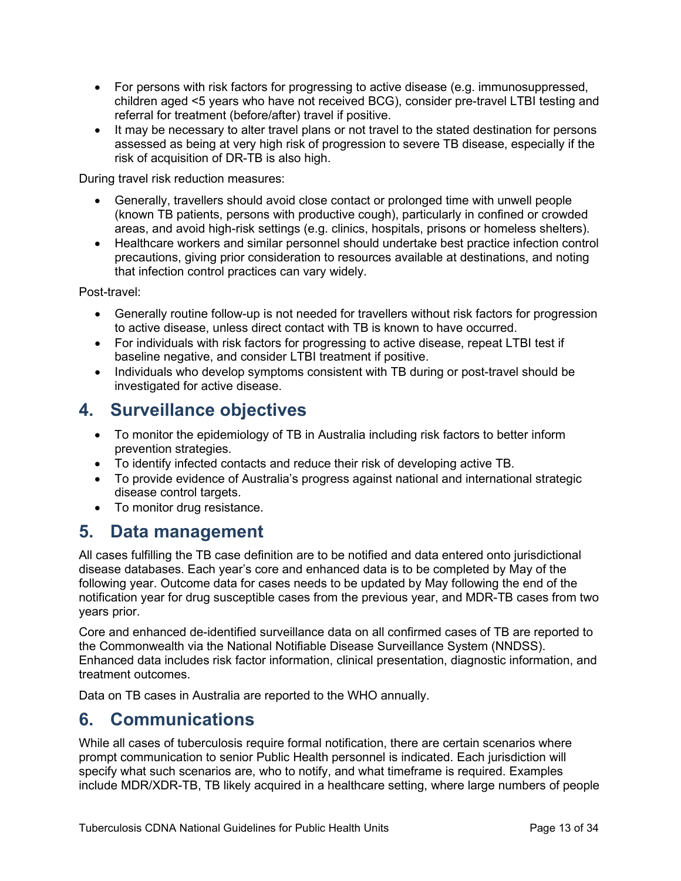- For persons with risk factors for progressing to active disease (e.g. immunosuppressed, children aged <5 years who have not received BCG), consider pre-travel LTBI testing and referral for treatment (before/after) travel if positive.
- It may be necessary to alter travel plans or not travel to the stated destination for persons assessed as being at very high risk of progression to severe TB disease, especially if the risk of acquisition of DR-TB is also high.

During travel risk reduction measures:

- Generally, travellers should avoid close contact or prolonged time with unwell people (known TB patients, persons with productive cough), particularly in confined or crowded areas, and avoid high-risk settings (e.g. clinics, hospitals, prisons or homeless shelters).
- Healthcare workers and similar personnel should undertake best practice infection control precautions, giving prior consideration to resources available at destinations, and noting that infection control practices can vary widely.

Post-travel:

- Generally routine follow-up is not needed for travellers without risk factors for progression to active disease, unless direct contact with TB is known to have occurred.
- For individuals with risk factors for progressing to active disease, repeat LTBI test if baseline negative, and consider LTBI treatment if positive.
- Individuals who develop symptoms consistent with TB during or post-travel should be investigated for active disease.

# 4. Surveillance objectives

- To monitor the epidemiology of TB in Australia including risk factors to better inform prevention strategies.
- To identify infected contacts and reduce their risk of developing active TB.
- To provide evidence of Australia's progress against national and international strategic disease control targets.
- To monitor drug resistance.

# 5. Data management

All cases fulfilling the TB case definition are to be notified and data entered onto jurisdictional disease databases. Each year's core and enhanced data is to be completed by May of the following year. Outcome data for cases needs to be updated by May following the end of the notification year for drug susceptible cases from the previous year, and MDR-TB cases from two years prior.

Core and enhanced de-identified surveillance data on all confirmed cases of TB are reported to the Commonwealth via the National Notifiable Disease Surveillance System (NNDSS). Enhanced data includes risk factor information, clinical presentation, diagnostic information, and treatment outcomes.

Data on TB cases in Australia are reported to the WHO annually.

# 6. Communications

While all cases of tuberculosis require formal notification, there are certain scenarios where prompt communication to senior Public Health personnel is indicated. Each jurisdiction will specify what such scenarios are, who to notify, and what timeframe is required. Examples include MDR/XDR-TB, TB likely acquired in a healthcare setting, where large numbers of people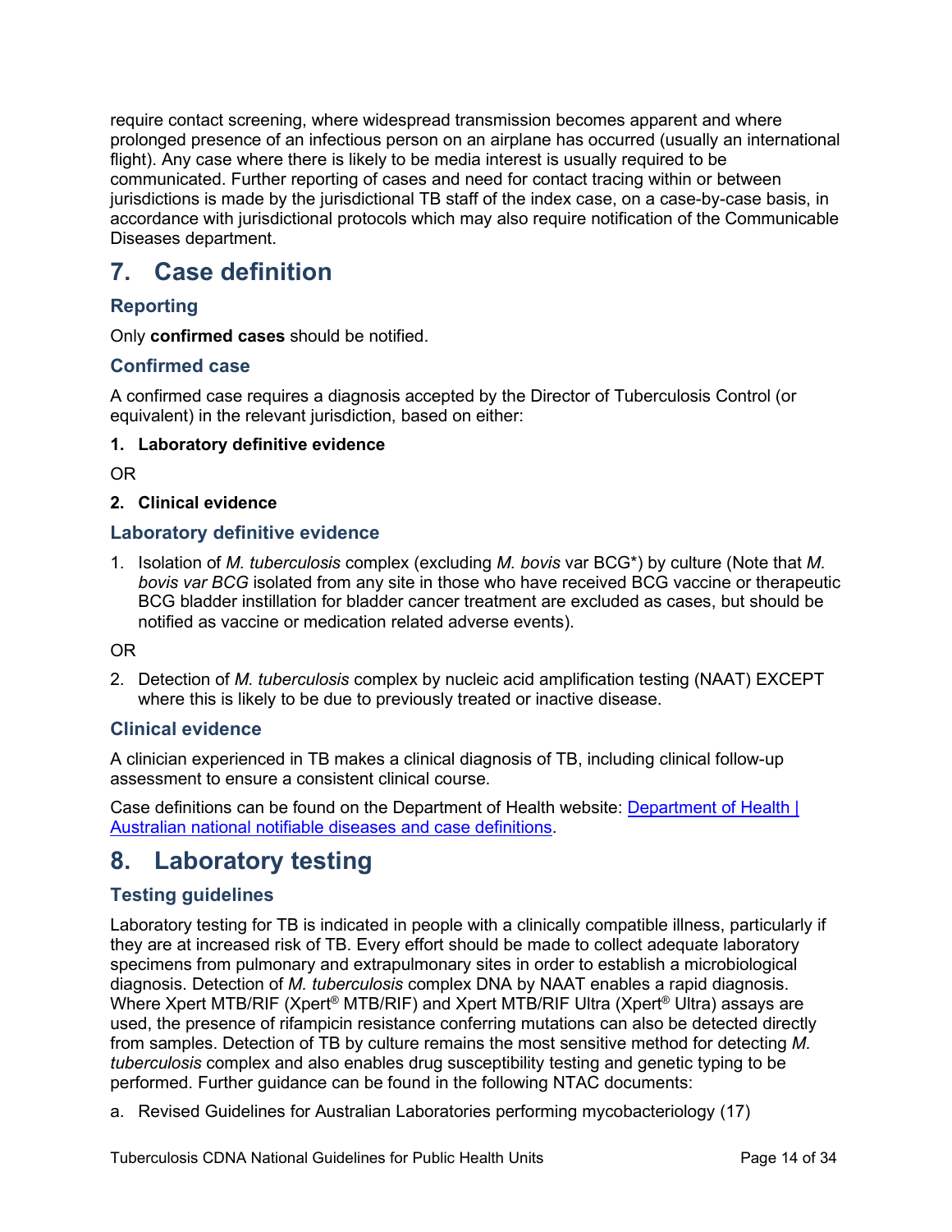require contact screening, where widespread transmission becomes apparent and where prolonged presence of an infectious person on an airplane has occurred (usually an international flight). Any case where there is likely to be media interest is usually required to be communicated. Further reporting of cases and need for contact tracing within or between jurisdictions is made by the jurisdictional TB staff of the index case, on a case-by-case basis, in accordance with jurisdictional protocols which may also require notification of the Communicable Diseases department.

## 7. Case definition

### Reporting

Only **confirmed cases** should be notified.

### Confirmed case

A confirmed case requires a diagnosis accepted by the Director of Tuberculosis Control (or equivalent) in the relevant jurisdiction, based on either:

**1. Laboratory definitive evidence**

OR

**2. Clinical evidence**

### Laboratory definitive evidence

1. Isolation of *M. tuberculosis* complex (excluding *M. bovis* var BCG*) by culture (Note that *M. bovis var BCG* isolated from any site in those who have received BCG vaccine or therapeutic BCG bladder instillation for bladder cancer treatment are excluded as cases, but should be notified as vaccine or medication related adverse events).

OR

2. Detection of *M. tuberculosis* complex by nucleic acid amplification testing (NAAT) EXCEPT where this is likely to be due to previously treated or inactive disease.

### Clinical evidence

A clinician experienced in TB makes a clinical diagnosis of TB, including clinical follow-up assessment to ensure a consistent clinical course.

Case definitions can be found on the Department of Health website: [Department of Health | Australian national notifiable diseases and case definitions](#).

## 8. Laboratory testing

### Testing guidelines

Laboratory testing for TB is indicated in people with a clinically compatible illness, particularly if they are at increased risk of TB. Every effort should be made to collect adequate laboratory specimens from pulmonary and extrapulmonary sites in order to establish a microbiological diagnosis. Detection of *M. tuberculosis* complex DNA by NAAT enables a rapid diagnosis. Where Xpert MTB/RIF (Xpert® MTB/RIF) and Xpert MTB/RIF Ultra (Xpert® Ultra) assays are used, the presence of rifampicin resistance conferring mutations can also be detected directly from samples. Detection of TB by culture remains the most sensitive method for detecting *M. tuberculosis* complex and also enables drug susceptibility testing and genetic typing to be performed. Further guidance can be found in the following NTAC documents:

a. Revised Guidelines for Australian Laboratories performing mycobacteriology (17)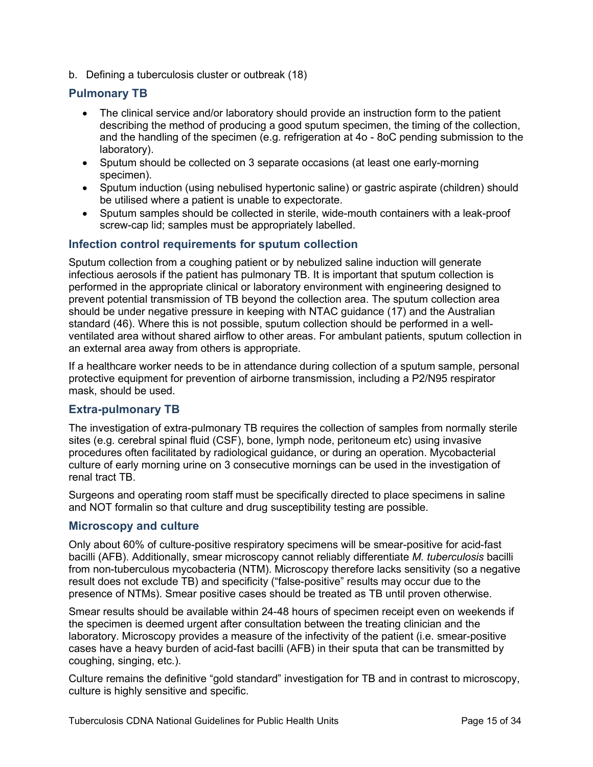b. Defining a tuberculosis cluster or outbreak (18)

### Pulmonary TB

- The clinical service and/or laboratory should provide an instruction form to the patient describing the method of producing a good sputum specimen, the timing of the collection, and the handling of the specimen (e.g. refrigeration at 4o - 8oC pending submission to the laboratory).
- Sputum should be collected on 3 separate occasions (at least one early-morning specimen).
- Sputum induction (using nebulised hypertonic saline) or gastric aspirate (children) should be utilised where a patient is unable to expectorate.
- Sputum samples should be collected in sterile, wide-mouth containers with a leak-proof screw-cap lid; samples must be appropriately labelled.

### Infection control requirements for sputum collection

Sputum collection from a coughing patient or by nebulized saline induction will generate infectious aerosols if the patient has pulmonary TB. It is important that sputum collection is performed in the appropriate clinical or laboratory environment with engineering designed to prevent potential transmission of TB beyond the collection area. The sputum collection area should be under negative pressure in keeping with NTAC guidance (17) and the Australian standard (46). Where this is not possible, sputum collection should be performed in a well-ventilated area without shared airflow to other areas. For ambulant patients, sputum collection in an external area away from others is appropriate.

If a healthcare worker needs to be in attendance during collection of a sputum sample, personal protective equipment for prevention of airborne transmission, including a P2/N95 respirator mask, should be used.

### Extra-pulmonary TB

The investigation of extra-pulmonary TB requires the collection of samples from normally sterile sites (e.g. cerebral spinal fluid (CSF), bone, lymph node, peritoneum etc) using invasive procedures often facilitated by radiological guidance, or during an operation. Mycobacterial culture of early morning urine on 3 consecutive mornings can be used in the investigation of renal tract TB.

Surgeons and operating room staff must be specifically directed to place specimens in saline and NOT formalin so that culture and drug susceptibility testing are possible.

### Microscopy and culture

Only about 60% of culture-positive respiratory specimens will be smear-positive for acid-fast bacilli (AFB). Additionally, smear microscopy cannot reliably differentiate *M. tuberculosis* bacilli from non-tuberculous mycobacteria (NTM). Microscopy therefore lacks sensitivity (so a negative result does not exclude TB) and specificity ("false-positive" results may occur due to the presence of NTMs). Smear positive cases should be treated as TB until proven otherwise.

Smear results should be available within 24-48 hours of specimen receipt even on weekends if the specimen is deemed urgent after consultation between the treating clinician and the laboratory. Microscopy provides a measure of the infectivity of the patient (i.e. smear-positive cases have a heavy burden of acid-fast bacilli (AFB) in their sputa that can be transmitted by coughing, singing, etc.).

Culture remains the definitive "gold standard" investigation for TB and in contrast to microscopy, culture is highly sensitive and specific.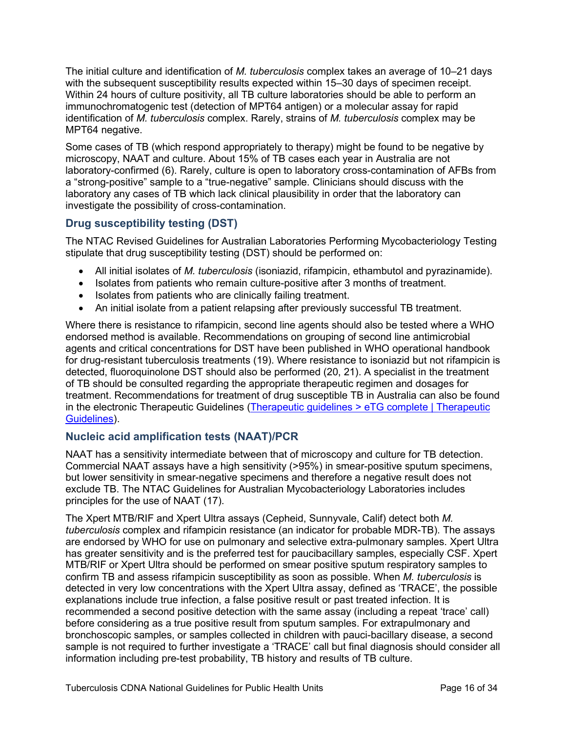The initial culture and identification of *M. tuberculosis* complex takes an average of 10–21 days with the subsequent susceptibility results expected within 15–30 days of specimen receipt. Within 24 hours of culture positivity, all TB culture laboratories should be able to perform an immunochromatogenic test (detection of MPT64 antigen) or a molecular assay for rapid identification of *M. tuberculosis* complex. Rarely, strains of *M. tuberculosis* complex may be MPT64 negative.

Some cases of TB (which respond appropriately to therapy) might be found to be negative by microscopy, NAAT and culture. About 15% of TB cases each year in Australia are not laboratory-confirmed (6). Rarely, culture is open to laboratory cross-contamination of AFBs from a "strong-positive" sample to a "true-negative" sample. Clinicians should discuss with the laboratory any cases of TB which lack clinical plausibility in order that the laboratory can investigate the possibility of cross-contamination.

## Drug susceptibility testing (DST)

The NTAC Revised Guidelines for Australian Laboratories Performing Mycobacteriology Testing stipulate that drug susceptibility testing (DST) should be performed on:

- All initial isolates of *M. tuberculosis* (isoniazid, rifampicin, ethambutol and pyrazinamide).
- Isolates from patients who remain culture-positive after 3 months of treatment.
- Isolates from patients who are clinically failing treatment.
- An initial isolate from a patient relapsing after previously successful TB treatment.

Where there is resistance to rifampicin, second line agents should also be tested where a WHO endorsed method is available. Recommendations on grouping of second line antimicrobial agents and critical concentrations for DST have been published in WHO operational handbook for drug-resistant tuberculosis treatments (19). Where resistance to isoniazid but not rifampicin is detected, fluoroquinolone DST should also be performed (20, 21). A specialist in the treatment of TB should be consulted regarding the appropriate therapeutic regimen and dosages for treatment. Recommendations for treatment of drug susceptible TB in Australia can also be found in the electronic Therapeutic Guidelines (Therapeutic guidelines > eTG complete | Therapeutic Guidelines).

## Nucleic acid amplification tests (NAAT)/PCR

NAAT has a sensitivity intermediate between that of microscopy and culture for TB detection. Commercial NAAT assays have a high sensitivity (>95%) in smear-positive sputum specimens, but lower sensitivity in smear-negative specimens and therefore a negative result does not exclude TB. The NTAC Guidelines for Australian Mycobacteriology Laboratories includes principles for the use of NAAT (17).

The Xpert MTB/RIF and Xpert Ultra assays (Cepheid, Sunnyvale, Calif) detect both *M. tuberculosis* complex and rifampicin resistance (an indicator for probable MDR-TB). The assays are endorsed by WHO for use on pulmonary and selective extra-pulmonary samples. Xpert Ultra has greater sensitivity and is the preferred test for paucibacillary samples, especially CSF. Xpert MTB/RIF or Xpert Ultra should be performed on smear positive sputum respiratory samples to confirm TB and assess rifampicin susceptibility as soon as possible. When *M. tuberculosis* is detected in very low concentrations with the Xpert Ultra assay, defined as 'TRACE', the possible explanations include true infection, a false positive result or past treated infection. It is recommended a second positive detection with the same assay (including a repeat 'trace' call) before considering as a true positive result from sputum samples. For extrapulmonary and bronchoscopic samples, or samples collected in children with pauci-bacillary disease, a second sample is not required to further investigate a 'TRACE' call but final diagnosis should consider all information including pre-test probability, TB history and results of TB culture.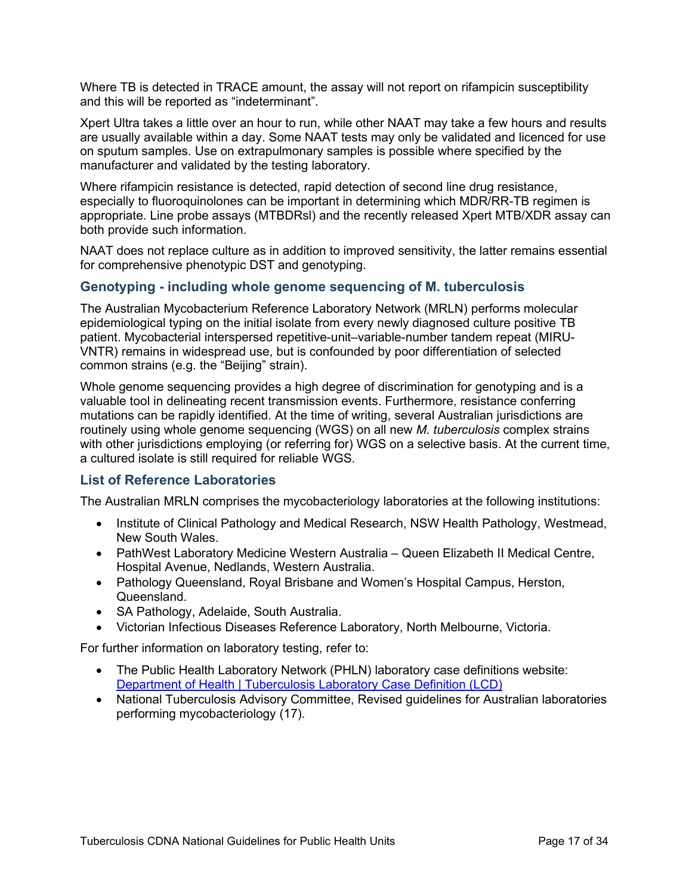Where TB is detected in TRACE amount, the assay will not report on rifampicin susceptibility and this will be reported as "indeterminant".

Xpert Ultra takes a little over an hour to run, while other NAAT may take a few hours and results are usually available within a day. Some NAAT tests may only be validated and licenced for use on sputum samples. Use on extrapulmonary samples is possible where specified by the manufacturer and validated by the testing laboratory.

Where rifampicin resistance is detected, rapid detection of second line drug resistance, especially to fluoroquinolones can be important in determining which MDR/RR-TB regimen is appropriate. Line probe assays (MTBDRsl) and the recently released Xpert MTB/XDR assay can both provide such information.

NAAT does not replace culture as in addition to improved sensitivity, the latter remains essential for comprehensive phenotypic DST and genotyping.

### Genotyping - including whole genome sequencing of M. tuberculosis

The Australian Mycobacterium Reference Laboratory Network (MRLN) performs molecular epidemiological typing on the initial isolate from every newly diagnosed culture positive TB patient. Mycobacterial interspersed repetitive-unit–variable-number tandem repeat (MIRU-VNTR) remains in widespread use, but is confounded by poor differentiation of selected common strains (e.g. the "Beijing" strain).

Whole genome sequencing provides a high degree of discrimination for genotyping and is a valuable tool in delineating recent transmission events. Furthermore, resistance conferring mutations can be rapidly identified. At the time of writing, several Australian jurisdictions are routinely using whole genome sequencing (WGS) on all new *M. tuberculosis* complex strains with other jurisdictions employing (or referring for) WGS on a selective basis. At the current time, a cultured isolate is still required for reliable WGS.

### List of Reference Laboratories

The Australian MRLN comprises the mycobacteriology laboratories at the following institutions:

- Institute of Clinical Pathology and Medical Research, NSW Health Pathology, Westmead, New South Wales.
- PathWest Laboratory Medicine Western Australia – Queen Elizabeth II Medical Centre, Hospital Avenue, Nedlands, Western Australia.
- Pathology Queensland, Royal Brisbane and Women's Hospital Campus, Herston, Queensland.
- SA Pathology, Adelaide, South Australia.
- Victorian Infectious Diseases Reference Laboratory, North Melbourne, Victoria.

For further information on laboratory testing, refer to:

- The Public Health Laboratory Network (PHLN) laboratory case definitions website: [Department of Health | Tuberculosis Laboratory Case Definition (LCD)]
- National Tuberculosis Advisory Committee, Revised guidelines for Australian laboratories performing mycobacteriology (17).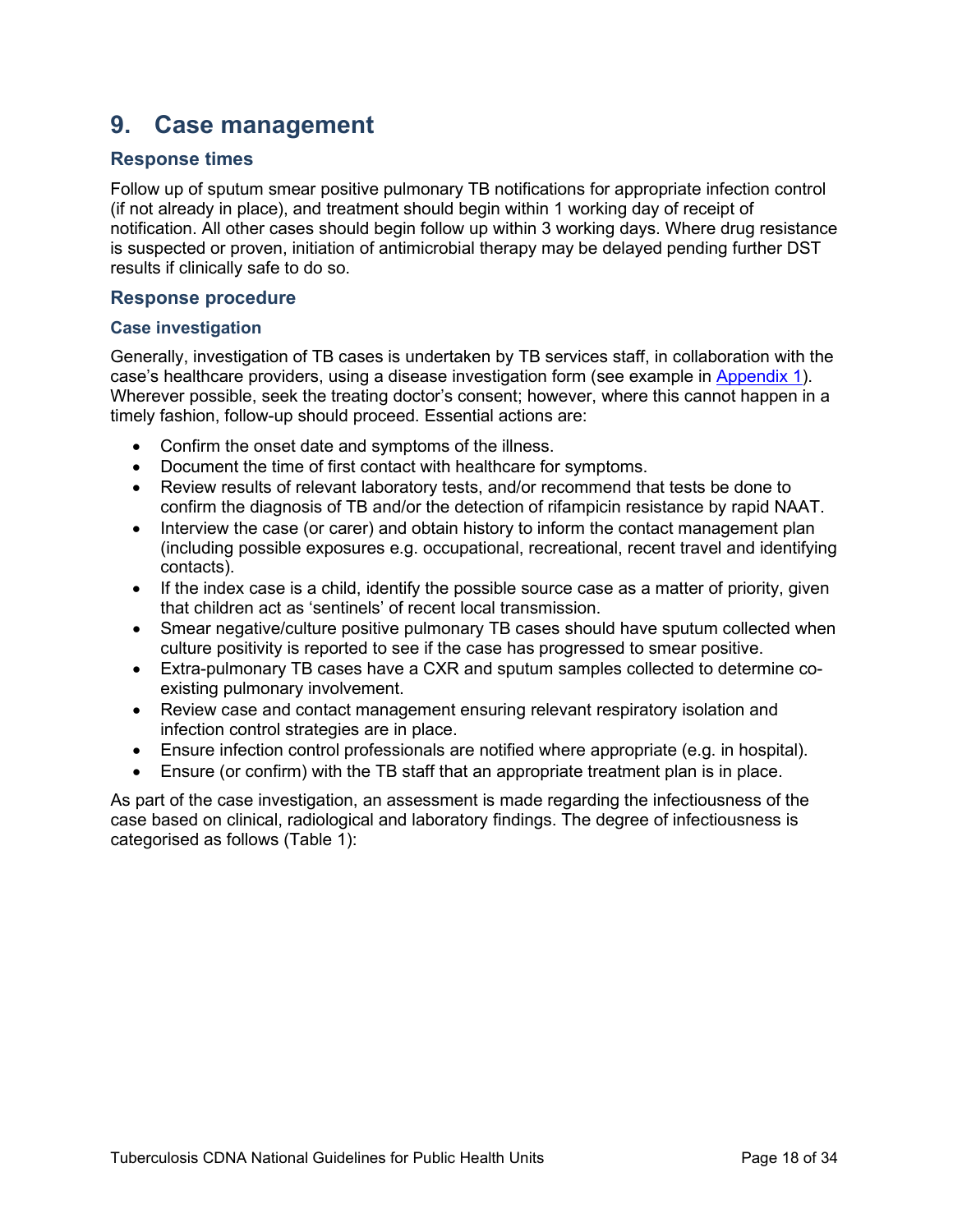# 9. Case management

## Response times

Follow up of sputum smear positive pulmonary TB notifications for appropriate infection control (if not already in place), and treatment should begin within 1 working day of receipt of notification. All other cases should begin follow up within 3 working days. Where drug resistance is suspected or proven, initiation of antimicrobial therapy may be delayed pending further DST results if clinically safe to do so.

## Response procedure

### Case investigation

Generally, investigation of TB cases is undertaken by TB services staff, in collaboration with the case's healthcare providers, using a disease investigation form (see example in Appendix 1). Wherever possible, seek the treating doctor's consent; however, where this cannot happen in a timely fashion, follow-up should proceed. Essential actions are:

- Confirm the onset date and symptoms of the illness.
- Document the time of first contact with healthcare for symptoms.
- Review results of relevant laboratory tests, and/or recommend that tests be done to confirm the diagnosis of TB and/or the detection of rifampicin resistance by rapid NAAT.
- Interview the case (or carer) and obtain history to inform the contact management plan (including possible exposures e.g. occupational, recreational, recent travel and identifying contacts).
- If the index case is a child, identify the possible source case as a matter of priority, given that children act as 'sentinels' of recent local transmission.
- Smear negative/culture positive pulmonary TB cases should have sputum collected when culture positivity is reported to see if the case has progressed to smear positive.
- Extra-pulmonary TB cases have a CXR and sputum samples collected to determine co-existing pulmonary involvement.
- Review case and contact management ensuring relevant respiratory isolation and infection control strategies are in place.
- Ensure infection control professionals are notified where appropriate (e.g. in hospital).
- Ensure (or confirm) with the TB staff that an appropriate treatment plan is in place.

As part of the case investigation, an assessment is made regarding the infectiousness of the case based on clinical, radiological and laboratory findings. The degree of infectiousness is categorised as follows (Table 1):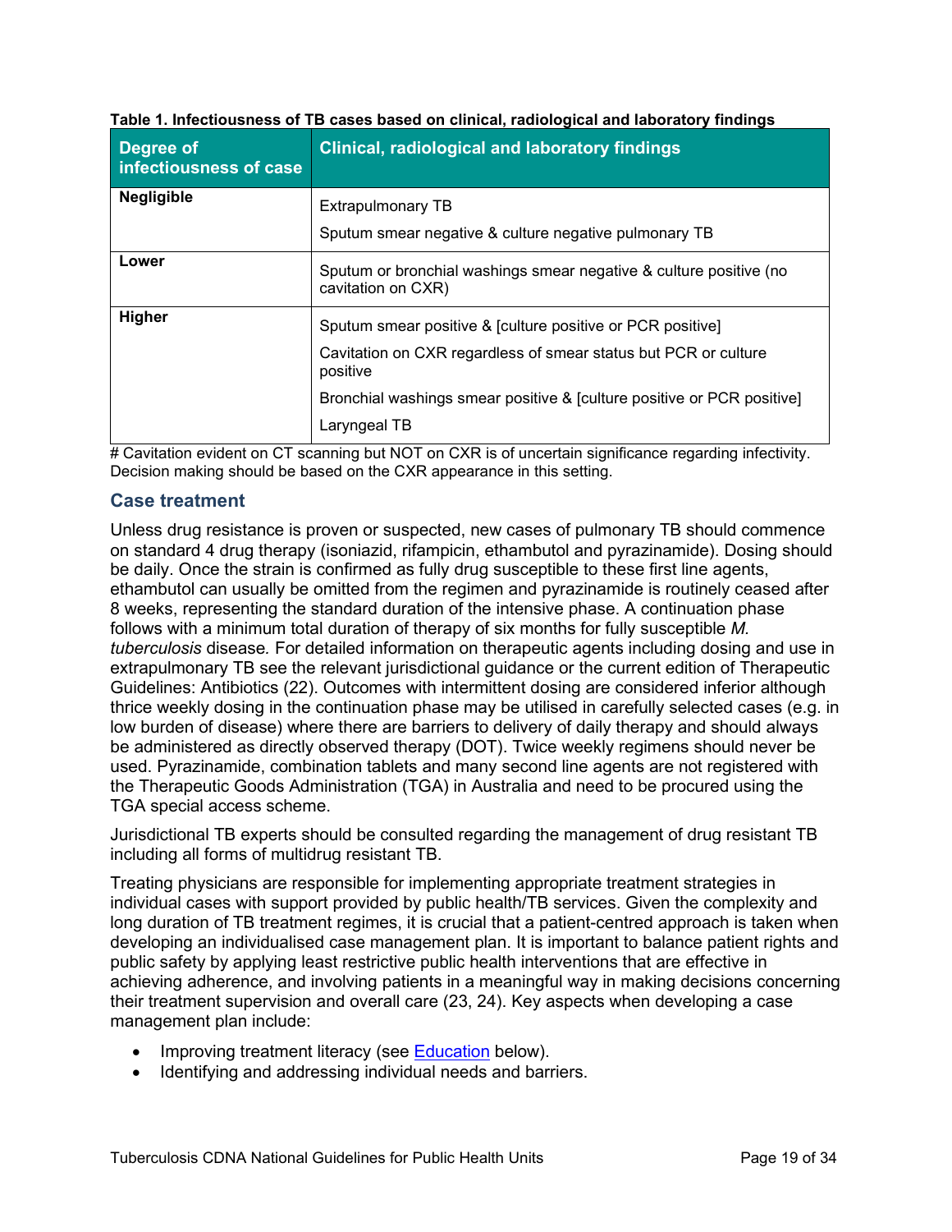**Table 1. Infectiousness of TB cases based on clinical, radiological and laboratory findings**

| Degree of infectiousness of case | Clinical, radiological and laboratory findings |
|---|---|
| **Negligible** | Extrapulmonary TB<br>Sputum smear negative & culture negative pulmonary TB |
| **Lower** | Sputum or bronchial washings smear negative & culture positive (no cavitation on CXR) |
| **Higher** | Sputum smear positive & [culture positive or PCR positive]<br>Cavitation on CXR regardless of smear status but PCR or culture positive<br>Bronchial washings smear positive & [culture positive or PCR positive]<br>Laryngeal TB |

# Cavitation evident on CT scanning but NOT on CXR is of uncertain significance regarding infectivity. Decision making should be based on the CXR appearance in this setting.

## Case treatment

Unless drug resistance is proven or suspected, new cases of pulmonary TB should commence on standard 4 drug therapy (isoniazid, rifampicin, ethambutol and pyrazinamide). Dosing should be daily. Once the strain is confirmed as fully drug susceptible to these first line agents, ethambutol can usually be omitted from the regimen and pyrazinamide is routinely ceased after 8 weeks, representing the standard duration of the intensive phase. A continuation phase follows with a minimum total duration of therapy of six months for fully susceptible *M. tuberculosis* disease*.* For detailed information on therapeutic agents including dosing and use in extrapulmonary TB see the relevant jurisdictional guidance or the current edition of Therapeutic Guidelines: Antibiotics (22). Outcomes with intermittent dosing are considered inferior although thrice weekly dosing in the continuation phase may be utilised in carefully selected cases (e.g. in low burden of disease) where there are barriers to delivery of daily therapy and should always be administered as directly observed therapy (DOT). Twice weekly regimens should never be used. Pyrazinamide, combination tablets and many second line agents are not registered with the Therapeutic Goods Administration (TGA) in Australia and need to be procured using the TGA special access scheme.

Jurisdictional TB experts should be consulted regarding the management of drug resistant TB including all forms of multidrug resistant TB.

Treating physicians are responsible for implementing appropriate treatment strategies in individual cases with support provided by public health/TB services. Given the complexity and long duration of TB treatment regimes, it is crucial that a patient-centred approach is taken when developing an individualised case management plan. It is important to balance patient rights and public safety by applying least restrictive public health interventions that are effective in achieving adherence, and involving patients in a meaningful way in making decisions concerning their treatment supervision and overall care (23, 24). Key aspects when developing a case management plan include:

- Improving treatment literacy (see Education below).
- Identifying and addressing individual needs and barriers.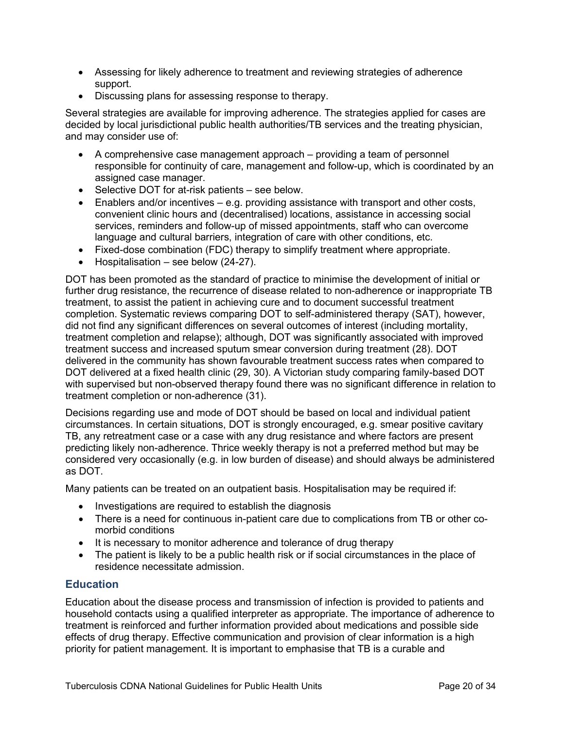- Assessing for likely adherence to treatment and reviewing strategies of adherence support.
- Discussing plans for assessing response to therapy.

Several strategies are available for improving adherence. The strategies applied for cases are decided by local jurisdictional public health authorities/TB services and the treating physician, and may consider use of:

- A comprehensive case management approach – providing a team of personnel responsible for continuity of care, management and follow-up, which is coordinated by an assigned case manager.
- Selective DOT for at-risk patients – see below.
- Enablers and/or incentives – e.g. providing assistance with transport and other costs, convenient clinic hours and (decentralised) locations, assistance in accessing social services, reminders and follow-up of missed appointments, staff who can overcome language and cultural barriers, integration of care with other conditions, etc.
- Fixed-dose combination (FDC) therapy to simplify treatment where appropriate.
- Hospitalisation – see below (24-27).

DOT has been promoted as the standard of practice to minimise the development of initial or further drug resistance, the recurrence of disease related to non-adherence or inappropriate TB treatment, to assist the patient in achieving cure and to document successful treatment completion. Systematic reviews comparing DOT to self-administered therapy (SAT), however, did not find any significant differences on several outcomes of interest (including mortality, treatment completion and relapse); although, DOT was significantly associated with improved treatment success and increased sputum smear conversion during treatment (28). DOT delivered in the community has shown favourable treatment success rates when compared to DOT delivered at a fixed health clinic (29, 30). A Victorian study comparing family-based DOT with supervised but non-observed therapy found there was no significant difference in relation to treatment completion or non-adherence (31).

Decisions regarding use and mode of DOT should be based on local and individual patient circumstances. In certain situations, DOT is strongly encouraged, e.g. smear positive cavitary TB, any retreatment case or a case with any drug resistance and where factors are present predicting likely non-adherence. Thrice weekly therapy is not a preferred method but may be considered very occasionally (e.g. in low burden of disease) and should always be administered as DOT.

Many patients can be treated on an outpatient basis. Hospitalisation may be required if:

- Investigations are required to establish the diagnosis
- There is a need for continuous in-patient care due to complications from TB or other co-morbid conditions
- It is necessary to monitor adherence and tolerance of drug therapy
- The patient is likely to be a public health risk or if social circumstances in the place of residence necessitate admission.

## Education

Education about the disease process and transmission of infection is provided to patients and household contacts using a qualified interpreter as appropriate. The importance of adherence to treatment is reinforced and further information provided about medications and possible side effects of drug therapy. Effective communication and provision of clear information is a high priority for patient management. It is important to emphasise that TB is a curable and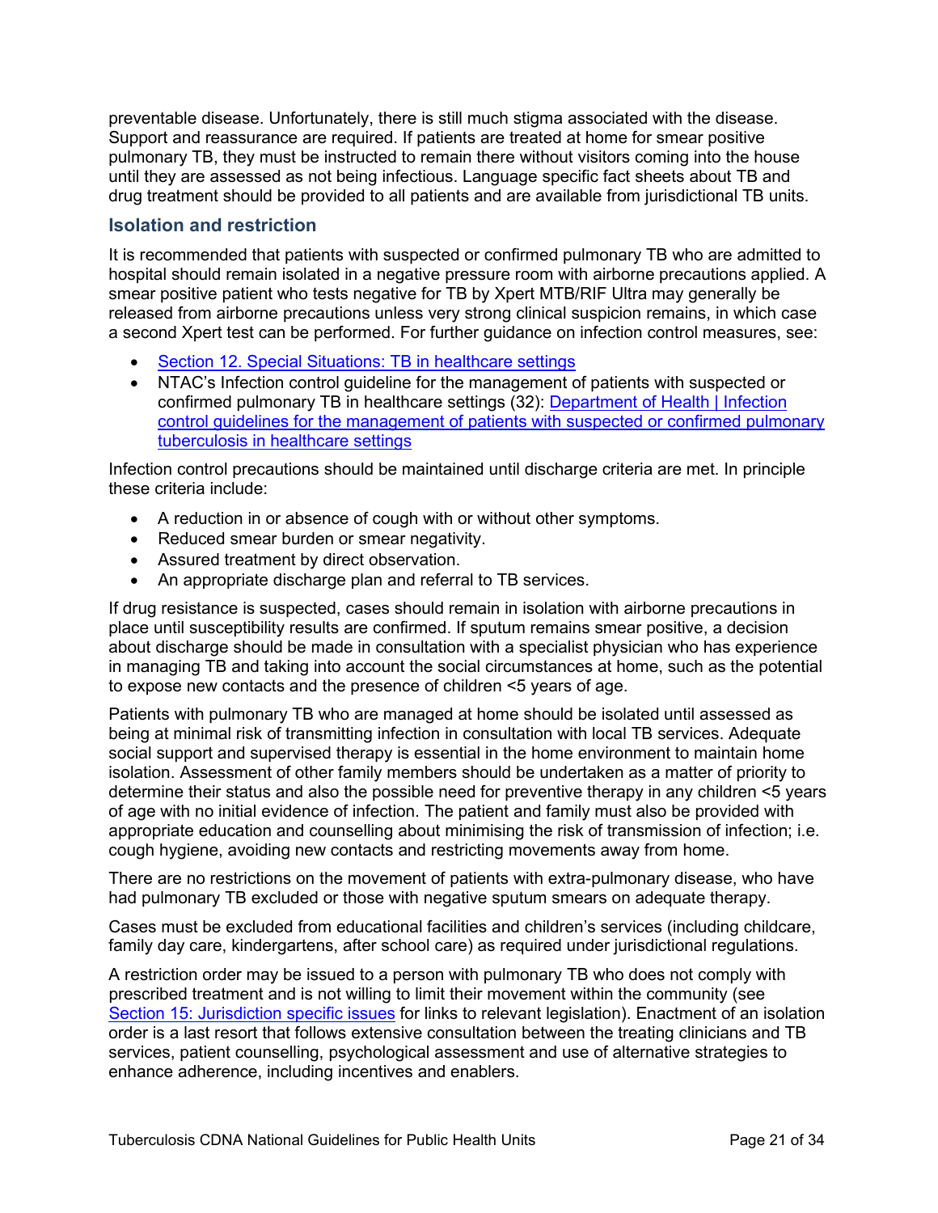preventable disease. Unfortunately, there is still much stigma associated with the disease. Support and reassurance are required. If patients are treated at home for smear positive pulmonary TB, they must be instructed to remain there without visitors coming into the house until they are assessed as not being infectious. Language specific fact sheets about TB and drug treatment should be provided to all patients and are available from jurisdictional TB units.

### Isolation and restriction

It is recommended that patients with suspected or confirmed pulmonary TB who are admitted to hospital should remain isolated in a negative pressure room with airborne precautions applied. A smear positive patient who tests negative for TB by Xpert MTB/RIF Ultra may generally be released from airborne precautions unless very strong clinical suspicion remains, in which case a second Xpert test can be performed. For further guidance on infection control measures, see:

- Section 12. Special Situations: TB in healthcare settings
- NTAC's Infection control guideline for the management of patients with suspected or confirmed pulmonary TB in healthcare settings (32): Department of Health | Infection control guidelines for the management of patients with suspected or confirmed pulmonary tuberculosis in healthcare settings

Infection control precautions should be maintained until discharge criteria are met. In principle these criteria include:

- A reduction in or absence of cough with or without other symptoms.
- Reduced smear burden or smear negativity.
- Assured treatment by direct observation.
- An appropriate discharge plan and referral to TB services.

If drug resistance is suspected, cases should remain in isolation with airborne precautions in place until susceptibility results are confirmed. If sputum remains smear positive, a decision about discharge should be made in consultation with a specialist physician who has experience in managing TB and taking into account the social circumstances at home, such as the potential to expose new contacts and the presence of children <5 years of age.

Patients with pulmonary TB who are managed at home should be isolated until assessed as being at minimal risk of transmitting infection in consultation with local TB services. Adequate social support and supervised therapy is essential in the home environment to maintain home isolation. Assessment of other family members should be undertaken as a matter of priority to determine their status and also the possible need for preventive therapy in any children <5 years of age with no initial evidence of infection. The patient and family must also be provided with appropriate education and counselling about minimising the risk of transmission of infection; i.e. cough hygiene, avoiding new contacts and restricting movements away from home.

There are no restrictions on the movement of patients with extra-pulmonary disease, who have had pulmonary TB excluded or those with negative sputum smears on adequate therapy.

Cases must be excluded from educational facilities and children's services (including childcare, family day care, kindergartens, after school care) as required under jurisdictional regulations.

A restriction order may be issued to a person with pulmonary TB who does not comply with prescribed treatment and is not willing to limit their movement within the community (see Section 15: Jurisdiction specific issues for links to relevant legislation). Enactment of an isolation order is a last resort that follows extensive consultation between the treating clinicians and TB services, patient counselling, psychological assessment and use of alternative strategies to enhance adherence, including incentives and enablers.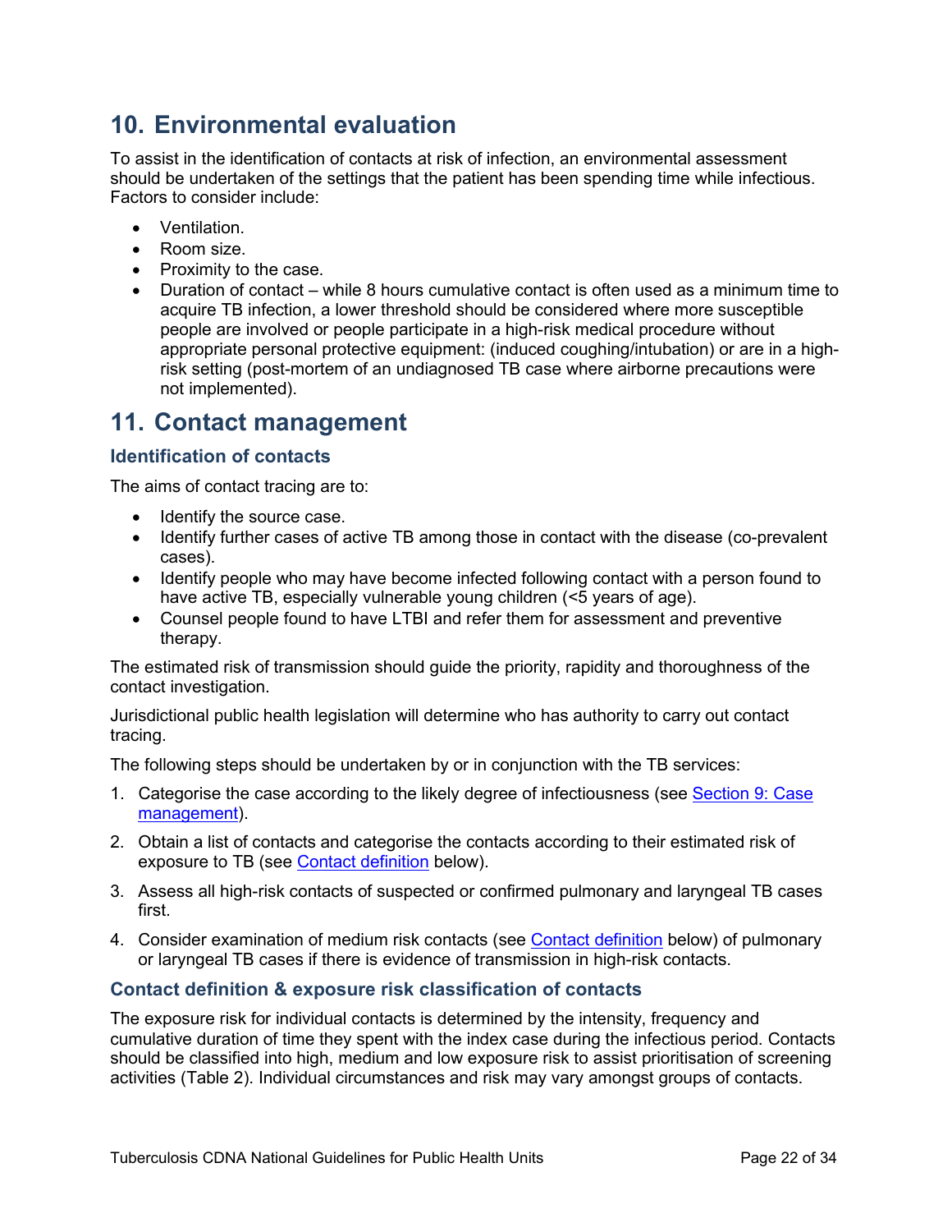## 10. Environmental evaluation

To assist in the identification of contacts at risk of infection, an environmental assessment should be undertaken of the settings that the patient has been spending time while infectious. Factors to consider include:

- Ventilation.
- Room size.
- Proximity to the case.
- Duration of contact – while 8 hours cumulative contact is often used as a minimum time to acquire TB infection, a lower threshold should be considered where more susceptible people are involved or people participate in a high-risk medical procedure without appropriate personal protective equipment: (induced coughing/intubation) or are in a high-risk setting (post-mortem of an undiagnosed TB case where airborne precautions were not implemented).

## 11. Contact management

### Identification of contacts

The aims of contact tracing are to:

- Identify the source case.
- Identify further cases of active TB among those in contact with the disease (co-prevalent cases).
- Identify people who may have become infected following contact with a person found to have active TB, especially vulnerable young children (<5 years of age).
- Counsel people found to have LTBI and refer them for assessment and preventive therapy.

The estimated risk of transmission should guide the priority, rapidity and thoroughness of the contact investigation.

Jurisdictional public health legislation will determine who has authority to carry out contact tracing.

The following steps should be undertaken by or in conjunction with the TB services:

1. Categorise the case according to the likely degree of infectiousness (see Section 9: Case management).
2. Obtain a list of contacts and categorise the contacts according to their estimated risk of exposure to TB (see Contact definition below).
3. Assess all high-risk contacts of suspected or confirmed pulmonary and laryngeal TB cases first.
4. Consider examination of medium risk contacts (see Contact definition below) of pulmonary or laryngeal TB cases if there is evidence of transmission in high-risk contacts.

### Contact definition & exposure risk classification of contacts

The exposure risk for individual contacts is determined by the intensity, frequency and cumulative duration of time they spent with the index case during the infectious period. Contacts should be classified into high, medium and low exposure risk to assist prioritisation of screening activities (Table 2). Individual circumstances and risk may vary amongst groups of contacts.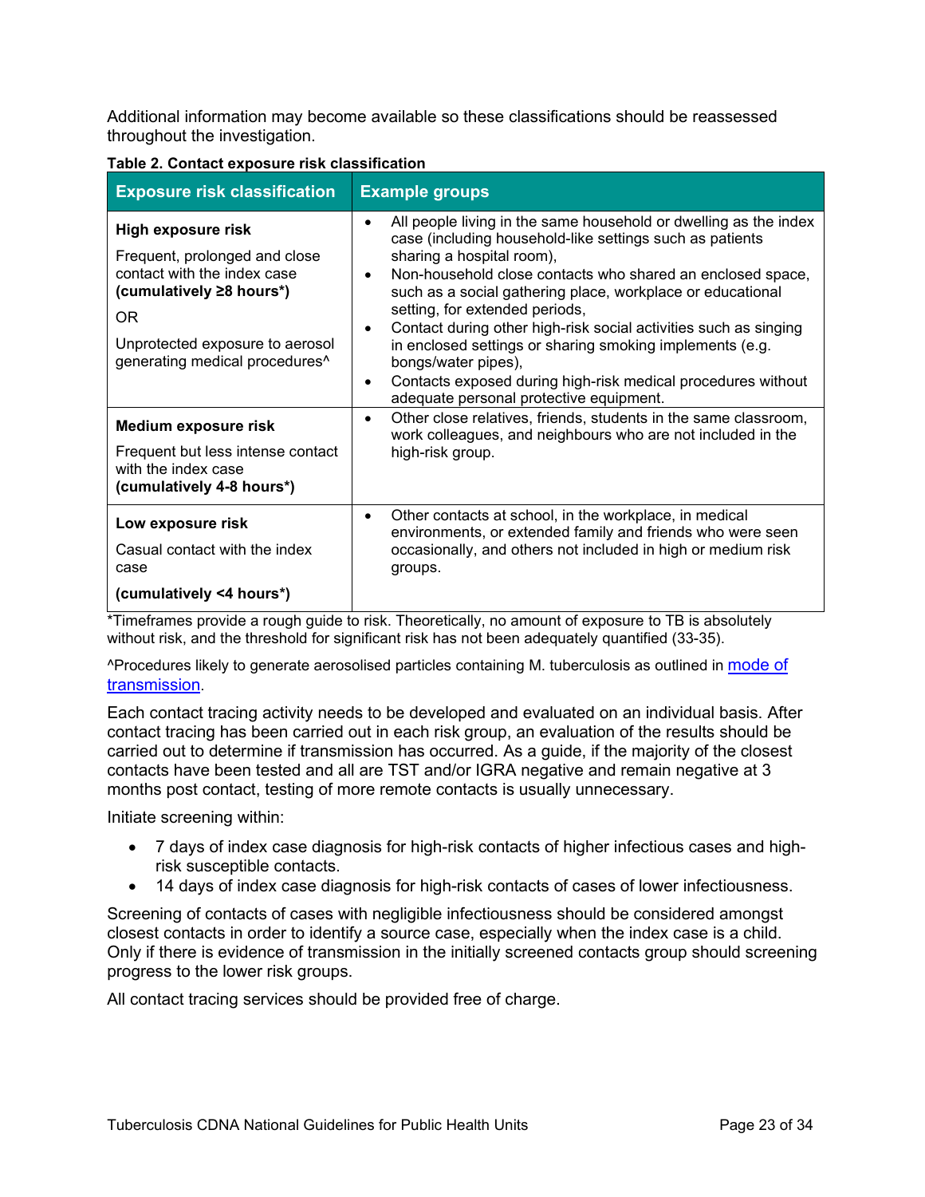Additional information may become available so these classifications should be reassessed throughout the investigation.

**Table 2. Contact exposure risk classification**

| Exposure risk classification | Example groups |
|---|---|
| **High exposure risk**<br>Frequent, prolonged and close contact with the index case **(cumulatively ≥8 hours*)**<br>OR<br>Unprotected exposure to aerosol generating medical procedures^ | • All people living in the same household or dwelling as the index case (including household-like settings such as patients sharing a hospital room),<br>• Non-household close contacts who shared an enclosed space, such as a social gathering place, workplace or educational setting, for extended periods,<br>• Contact during other high-risk social activities such as singing in enclosed settings or sharing smoking implements (e.g. bongs/water pipes),<br>• Contacts exposed during high-risk medical procedures without adequate personal protective equipment. |
| **Medium exposure risk**<br>Frequent but less intense contact with the index case<br>**(cumulatively 4-8 hours*)** | • Other close relatives, friends, students in the same classroom, work colleagues, and neighbours who are not included in the high-risk group. |
| **Low exposure risk**<br>Casual contact with the index case<br>**(cumulatively <4 hours*)** | • Other contacts at school, in the workplace, in medical environments, or extended family and friends who were seen occasionally, and others not included in high or medium risk groups. |

*Timeframes provide a rough guide to risk. Theoretically, no amount of exposure to TB is absolutely without risk, and the threshold for significant risk has not been adequately quantified (33-35).

^Procedures likely to generate aerosolised particles containing M. tuberculosis as outlined in mode of transmission.

Each contact tracing activity needs to be developed and evaluated on an individual basis. After contact tracing has been carried out in each risk group, an evaluation of the results should be carried out to determine if transmission has occurred. As a guide, if the majority of the closest contacts have been tested and all are TST and/or IGRA negative and remain negative at 3 months post contact, testing of more remote contacts is usually unnecessary.

Initiate screening within:

- 7 days of index case diagnosis for high-risk contacts of higher infectious cases and high-risk susceptible contacts.
- 14 days of index case diagnosis for high-risk contacts of cases of lower infectiousness.

Screening of contacts of cases with negligible infectiousness should be considered amongst closest contacts in order to identify a source case, especially when the index case is a child. Only if there is evidence of transmission in the initially screened contacts group should screening progress to the lower risk groups.

All contact tracing services should be provided free of charge.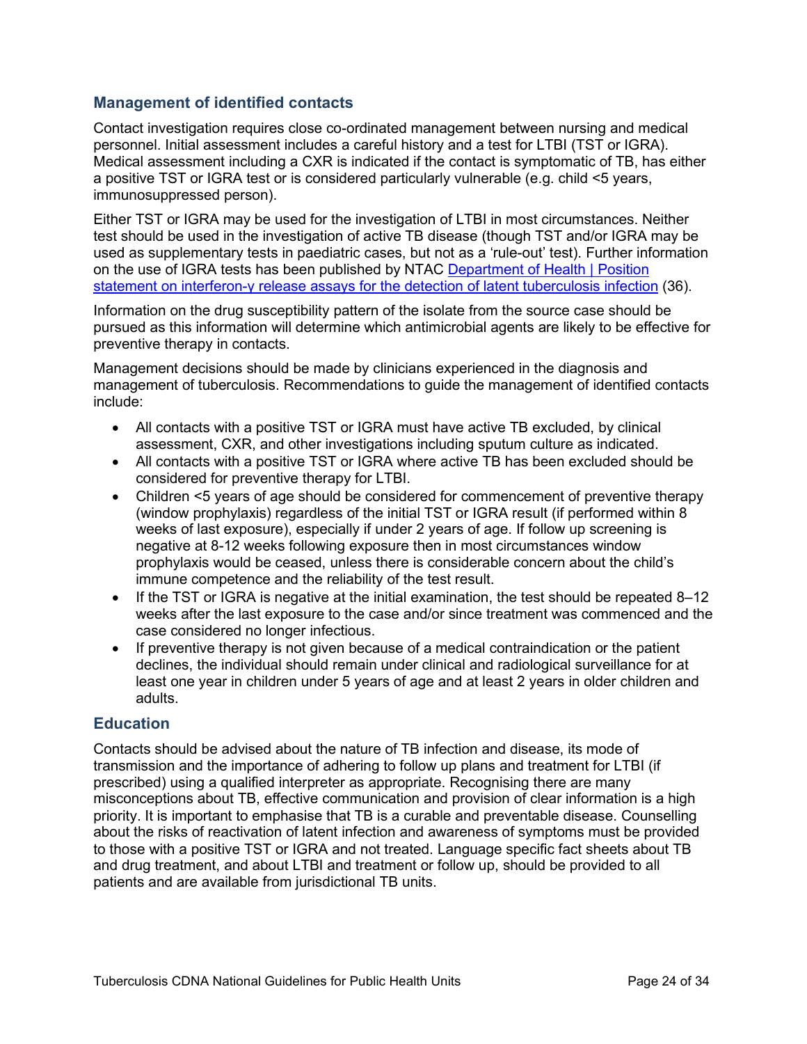### Management of identified contacts

Contact investigation requires close co-ordinated management between nursing and medical personnel. Initial assessment includes a careful history and a test for LTBI (TST or IGRA). Medical assessment including a CXR is indicated if the contact is symptomatic of TB, has either a positive TST or IGRA test or is considered particularly vulnerable (e.g. child <5 years, immunosuppressed person).

Either TST or IGRA may be used for the investigation of LTBI in most circumstances. Neither test should be used in the investigation of active TB disease (though TST and/or IGRA may be used as supplementary tests in paediatric cases, but not as a 'rule-out' test). Further information on the use of IGRA tests has been published by NTAC [Department of Health | Position statement on interferon-γ release assays for the detection of latent tuberculosis infection](#) (36).

Information on the drug susceptibility pattern of the isolate from the source case should be pursued as this information will determine which antimicrobial agents are likely to be effective for preventive therapy in contacts.

Management decisions should be made by clinicians experienced in the diagnosis and management of tuberculosis. Recommendations to guide the management of identified contacts include:

- All contacts with a positive TST or IGRA must have active TB excluded, by clinical assessment, CXR, and other investigations including sputum culture as indicated.
- All contacts with a positive TST or IGRA where active TB has been excluded should be considered for preventive therapy for LTBI.
- Children <5 years of age should be considered for commencement of preventive therapy (window prophylaxis) regardless of the initial TST or IGRA result (if performed within 8 weeks of last exposure), especially if under 2 years of age. If follow up screening is negative at 8-12 weeks following exposure then in most circumstances window prophylaxis would be ceased, unless there is considerable concern about the child's immune competence and the reliability of the test result.
- If the TST or IGRA is negative at the initial examination, the test should be repeated 8–12 weeks after the last exposure to the case and/or since treatment was commenced and the case considered no longer infectious.
- If preventive therapy is not given because of a medical contraindication or the patient declines, the individual should remain under clinical and radiological surveillance for at least one year in children under 5 years of age and at least 2 years in older children and adults.

### Education

Contacts should be advised about the nature of TB infection and disease, its mode of transmission and the importance of adhering to follow up plans and treatment for LTBI (if prescribed) using a qualified interpreter as appropriate. Recognising there are many misconceptions about TB, effective communication and provision of clear information is a high priority. It is important to emphasise that TB is a curable and preventable disease. Counselling about the risks of reactivation of latent infection and awareness of symptoms must be provided to those with a positive TST or IGRA and not treated. Language specific fact sheets about TB and drug treatment, and about LTBI and treatment or follow up, should be provided to all patients and are available from jurisdictional TB units.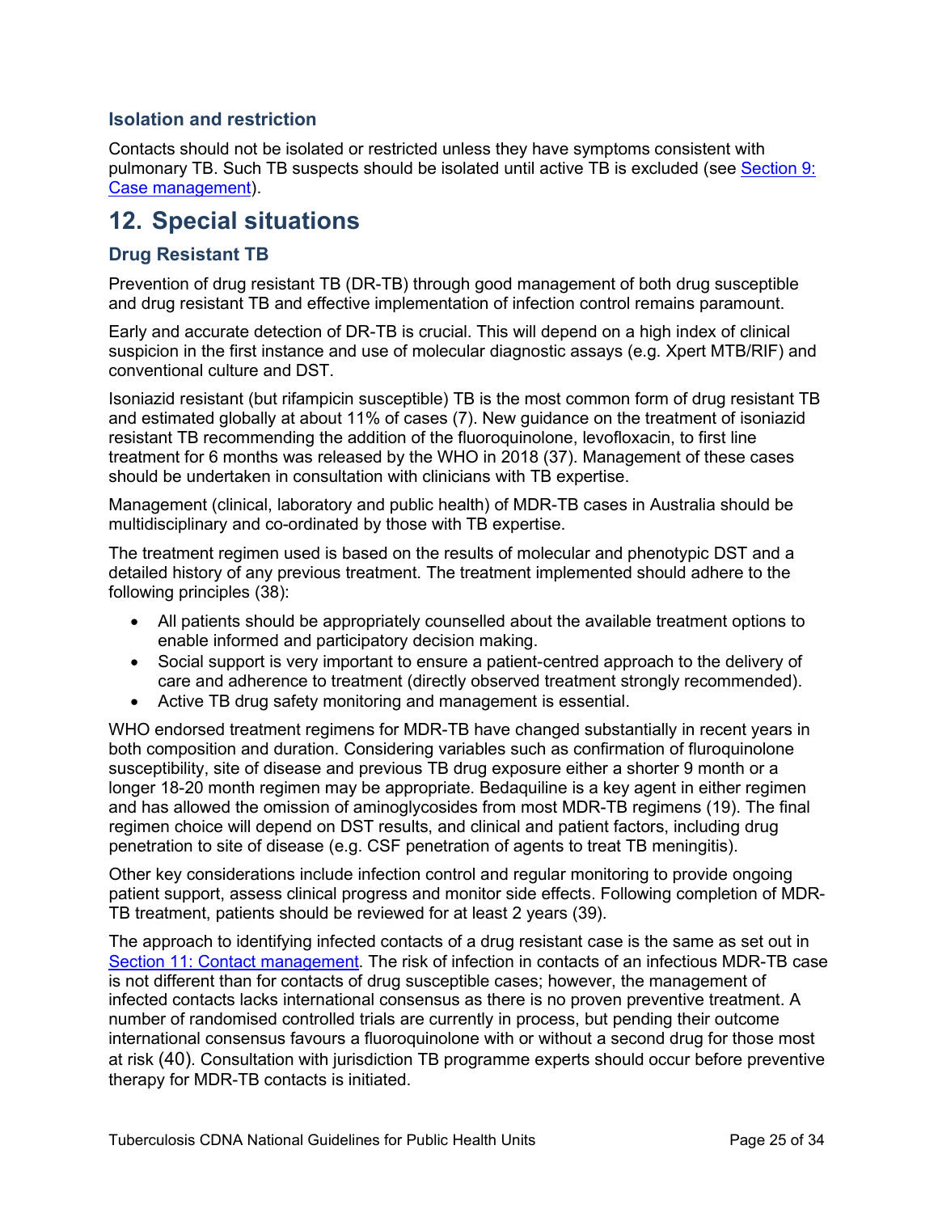### Isolation and restriction

Contacts should not be isolated or restricted unless they have symptoms consistent with pulmonary TB. Such TB suspects should be isolated until active TB is excluded (see Section 9: Case management).

## 12. Special situations

### Drug Resistant TB

Prevention of drug resistant TB (DR-TB) through good management of both drug susceptible and drug resistant TB and effective implementation of infection control remains paramount.

Early and accurate detection of DR-TB is crucial. This will depend on a high index of clinical suspicion in the first instance and use of molecular diagnostic assays (e.g. Xpert MTB/RIF) and conventional culture and DST.

Isoniazid resistant (but rifampicin susceptible) TB is the most common form of drug resistant TB and estimated globally at about 11% of cases (7). New guidance on the treatment of isoniazid resistant TB recommending the addition of the fluoroquinolone, levofloxacin, to first line treatment for 6 months was released by the WHO in 2018 (37). Management of these cases should be undertaken in consultation with clinicians with TB expertise.

Management (clinical, laboratory and public health) of MDR-TB cases in Australia should be multidisciplinary and co-ordinated by those with TB expertise.

The treatment regimen used is based on the results of molecular and phenotypic DST and a detailed history of any previous treatment. The treatment implemented should adhere to the following principles (38):

- All patients should be appropriately counselled about the available treatment options to enable informed and participatory decision making.
- Social support is very important to ensure a patient-centred approach to the delivery of care and adherence to treatment (directly observed treatment strongly recommended).
- Active TB drug safety monitoring and management is essential.

WHO endorsed treatment regimens for MDR-TB have changed substantially in recent years in both composition and duration. Considering variables such as confirmation of fluroquinolone susceptibility, site of disease and previous TB drug exposure either a shorter 9 month or a longer 18-20 month regimen may be appropriate. Bedaquiline is a key agent in either regimen and has allowed the omission of aminoglycosides from most MDR-TB regimens (19). The final regimen choice will depend on DST results, and clinical and patient factors, including drug penetration to site of disease (e.g. CSF penetration of agents to treat TB meningitis).

Other key considerations include infection control and regular monitoring to provide ongoing patient support, assess clinical progress and monitor side effects. Following completion of MDR-TB treatment, patients should be reviewed for at least 2 years (39).

The approach to identifying infected contacts of a drug resistant case is the same as set out in Section 11: Contact management. The risk of infection in contacts of an infectious MDR-TB case is not different than for contacts of drug susceptible cases; however, the management of infected contacts lacks international consensus as there is no proven preventive treatment. A number of randomised controlled trials are currently in process, but pending their outcome international consensus favours a fluoroquinolone with or without a second drug for those most at risk (40). Consultation with jurisdiction TB programme experts should occur before preventive therapy for MDR-TB contacts is initiated.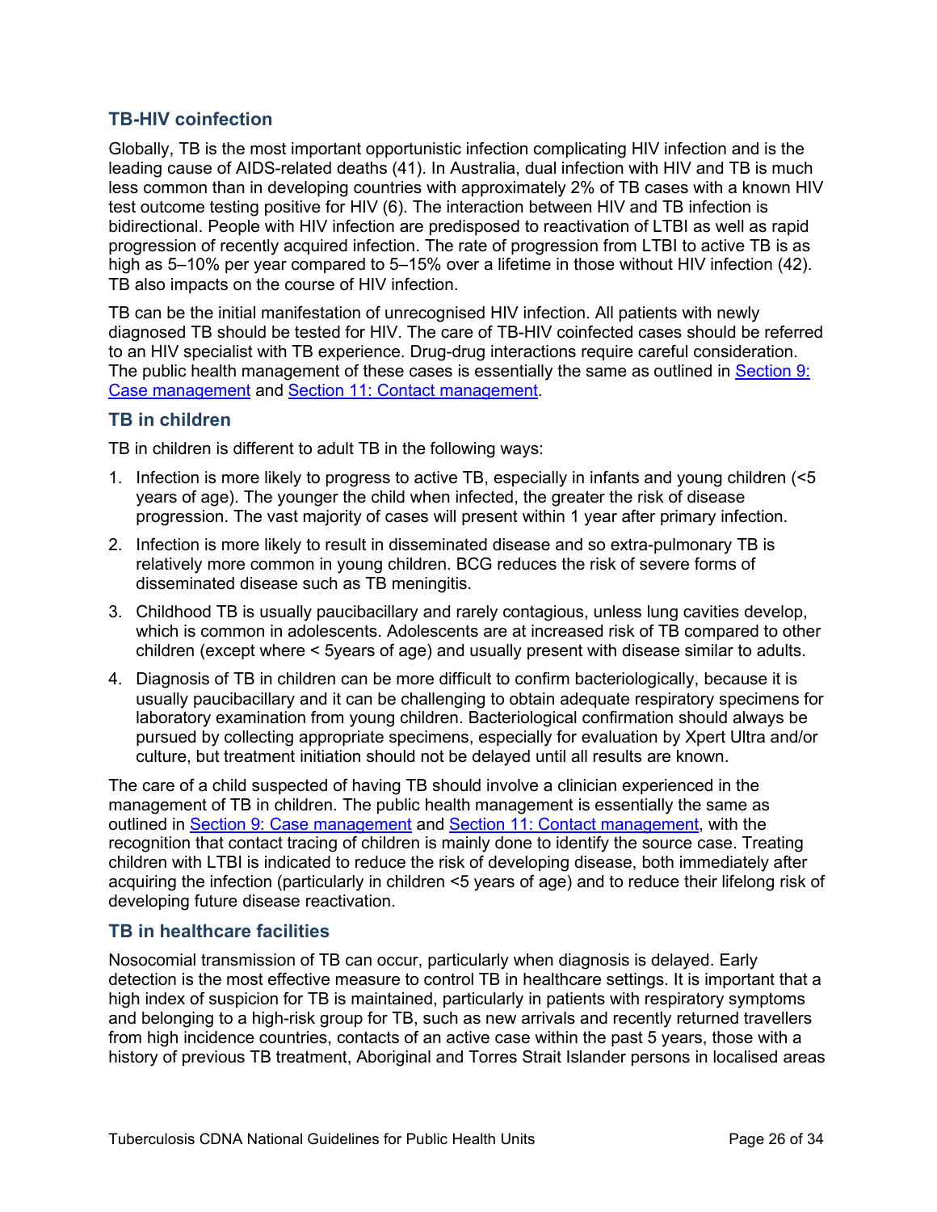### TB-HIV coinfection

Globally, TB is the most important opportunistic infection complicating HIV infection and is the leading cause of AIDS-related deaths (41). In Australia, dual infection with HIV and TB is much less common than in developing countries with approximately 2% of TB cases with a known HIV test outcome testing positive for HIV (6). The interaction between HIV and TB infection is bidirectional. People with HIV infection are predisposed to reactivation of LTBI as well as rapid progression of recently acquired infection. The rate of progression from LTBI to active TB is as high as 5–10% per year compared to 5–15% over a lifetime in those without HIV infection (42). TB also impacts on the course of HIV infection.

TB can be the initial manifestation of unrecognised HIV infection. All patients with newly diagnosed TB should be tested for HIV. The care of TB-HIV coinfected cases should be referred to an HIV specialist with TB experience. Drug-drug interactions require careful consideration. The public health management of these cases is essentially the same as outlined in Section 9: Case management and Section 11: Contact management.

### TB in children

TB in children is different to adult TB in the following ways:

1. Infection is more likely to progress to active TB, especially in infants and young children (<5 years of age). The younger the child when infected, the greater the risk of disease progression. The vast majority of cases will present within 1 year after primary infection.
2. Infection is more likely to result in disseminated disease and so extra-pulmonary TB is relatively more common in young children. BCG reduces the risk of severe forms of disseminated disease such as TB meningitis.
3. Childhood TB is usually paucibacillary and rarely contagious, unless lung cavities develop, which is common in adolescents. Adolescents are at increased risk of TB compared to other children (except where < 5years of age) and usually present with disease similar to adults.
4. Diagnosis of TB in children can be more difficult to confirm bacteriologically, because it is usually paucibacillary and it can be challenging to obtain adequate respiratory specimens for laboratory examination from young children. Bacteriological confirmation should always be pursued by collecting appropriate specimens, especially for evaluation by Xpert Ultra and/or culture, but treatment initiation should not be delayed until all results are known.

The care of a child suspected of having TB should involve a clinician experienced in the management of TB in children. The public health management is essentially the same as outlined in Section 9: Case management and Section 11: Contact management, with the recognition that contact tracing of children is mainly done to identify the source case. Treating children with LTBI is indicated to reduce the risk of developing disease, both immediately after acquiring the infection (particularly in children <5 years of age) and to reduce their lifelong risk of developing future disease reactivation.

### TB in healthcare facilities

Nosocomial transmission of TB can occur, particularly when diagnosis is delayed. Early detection is the most effective measure to control TB in healthcare settings. It is important that a high index of suspicion for TB is maintained, particularly in patients with respiratory symptoms and belonging to a high-risk group for TB, such as new arrivals and recently returned travellers from high incidence countries, contacts of an active case within the past 5 years, those with a history of previous TB treatment, Aboriginal and Torres Strait Islander persons in localised areas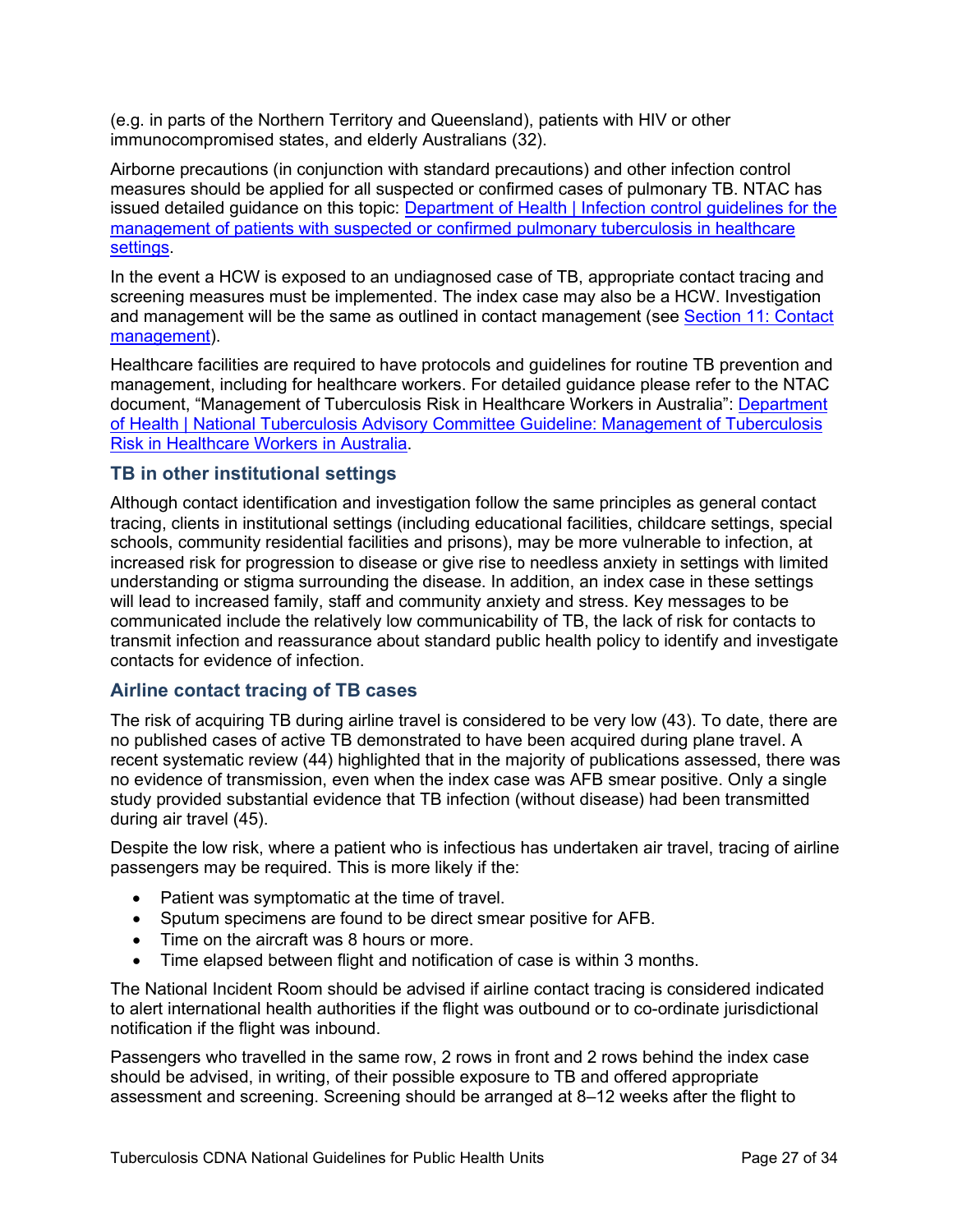(e.g. in parts of the Northern Territory and Queensland), patients with HIV or other immunocompromised states, and elderly Australians (32).

Airborne precautions (in conjunction with standard precautions) and other infection control measures should be applied for all suspected or confirmed cases of pulmonary TB. NTAC has issued detailed guidance on this topic: [Department of Health | Infection control guidelines for the management of patients with suspected or confirmed pulmonary tuberculosis in healthcare settings](#).

In the event a HCW is exposed to an undiagnosed case of TB, appropriate contact tracing and screening measures must be implemented. The index case may also be a HCW. Investigation and management will be the same as outlined in contact management (see [Section 11: Contact management](#)).

Healthcare facilities are required to have protocols and guidelines for routine TB prevention and management, including for healthcare workers. For detailed guidance please refer to the NTAC document, "Management of Tuberculosis Risk in Healthcare Workers in Australia": [Department of Health | National Tuberculosis Advisory Committee Guideline: Management of Tuberculosis Risk in Healthcare Workers in Australia](#).

### TB in other institutional settings

Although contact identification and investigation follow the same principles as general contact tracing, clients in institutional settings (including educational facilities, childcare settings, special schools, community residential facilities and prisons), may be more vulnerable to infection, at increased risk for progression to disease or give rise to needless anxiety in settings with limited understanding or stigma surrounding the disease. In addition, an index case in these settings will lead to increased family, staff and community anxiety and stress. Key messages to be communicated include the relatively low communicability of TB, the lack of risk for contacts to transmit infection and reassurance about standard public health policy to identify and investigate contacts for evidence of infection.

### Airline contact tracing of TB cases

The risk of acquiring TB during airline travel is considered to be very low (43). To date, there are no published cases of active TB demonstrated to have been acquired during plane travel. A recent systematic review (44) highlighted that in the majority of publications assessed, there was no evidence of transmission, even when the index case was AFB smear positive. Only a single study provided substantial evidence that TB infection (without disease) had been transmitted during air travel (45).

Despite the low risk, where a patient who is infectious has undertaken air travel, tracing of airline passengers may be required. This is more likely if the:

- Patient was symptomatic at the time of travel.
- Sputum specimens are found to be direct smear positive for AFB.
- Time on the aircraft was 8 hours or more.
- Time elapsed between flight and notification of case is within 3 months.

The National Incident Room should be advised if airline contact tracing is considered indicated to alert international health authorities if the flight was outbound or to co-ordinate jurisdictional notification if the flight was inbound.

Passengers who travelled in the same row, 2 rows in front and 2 rows behind the index case should be advised, in writing, of their possible exposure to TB and offered appropriate assessment and screening. Screening should be arranged at 8–12 weeks after the flight to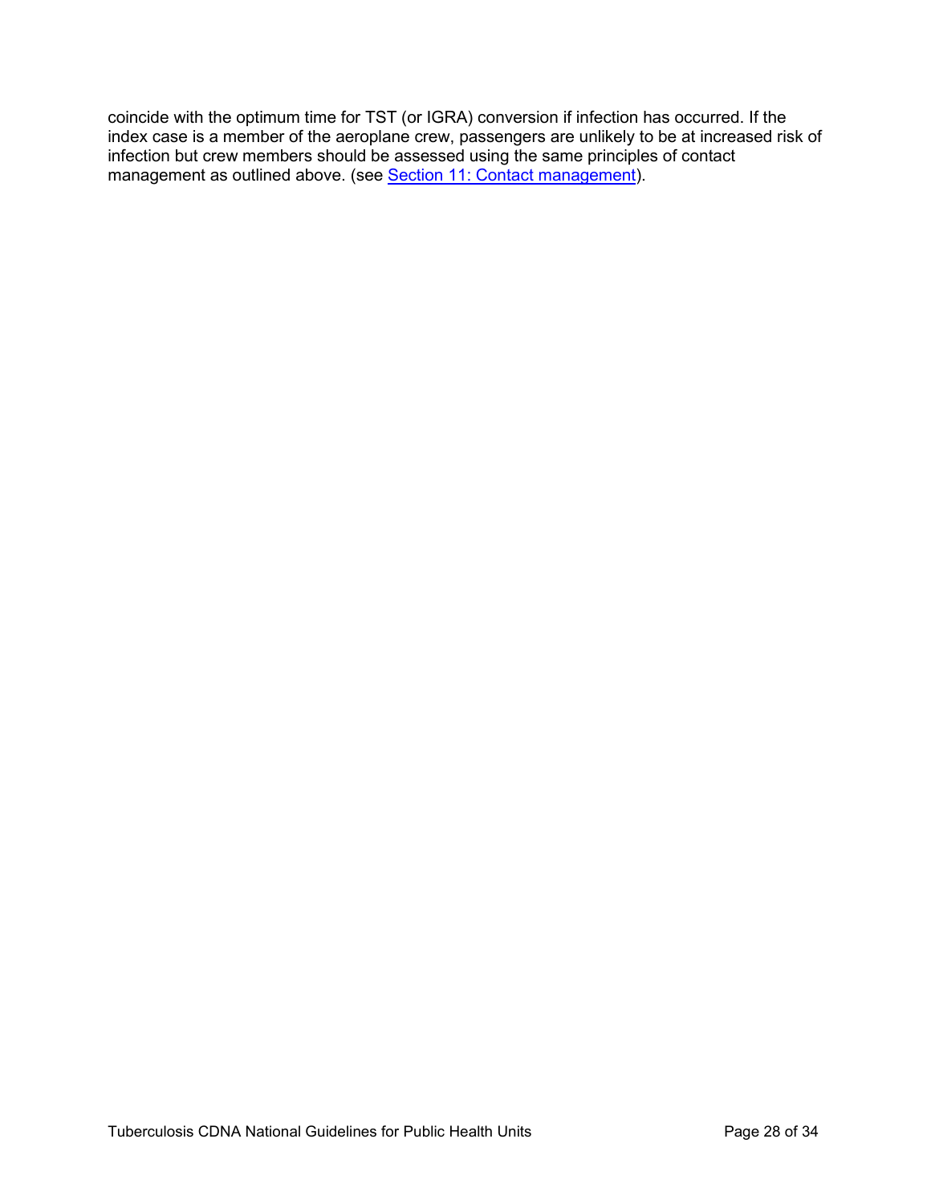coincide with the optimum time for TST (or IGRA) conversion if infection has occurred. If the index case is a member of the aeroplane crew, passengers are unlikely to be at increased risk of infection but crew members should be assessed using the same principles of contact management as outlined above. (see Section 11: Contact management).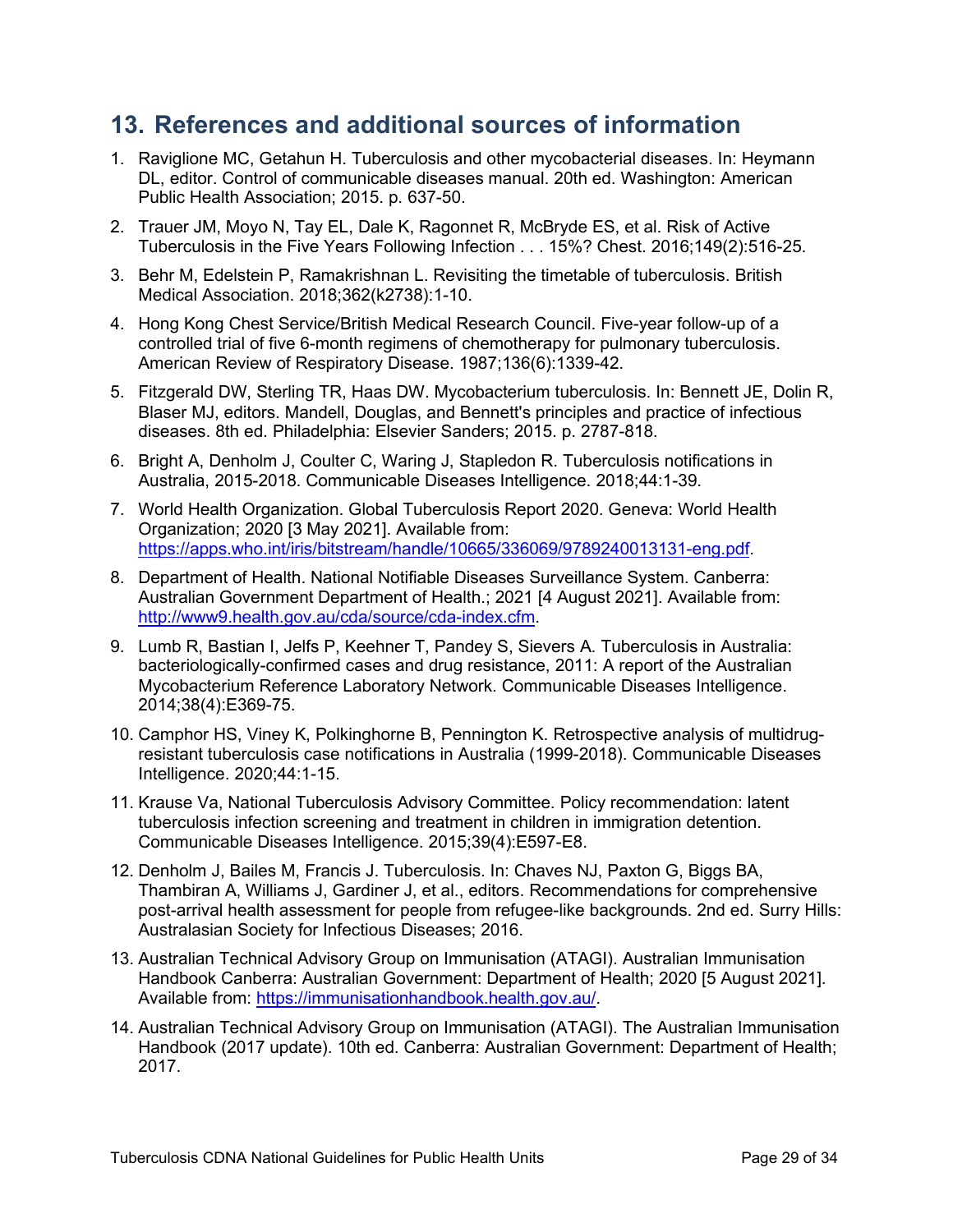## 13. References and additional sources of information

1. Raviglione MC, Getahun H. Tuberculosis and other mycobacterial diseases. In: Heymann DL, editor. Control of communicable diseases manual. 20th ed. Washington: American Public Health Association; 2015. p. 637-50.
2. Trauer JM, Moyo N, Tay EL, Dale K, Ragonnet R, McBryde ES, et al. Risk of Active Tuberculosis in the Five Years Following Infection . . . 15%? Chest. 2016;149(2):516-25.
3. Behr M, Edelstein P, Ramakrishnan L. Revisiting the timetable of tuberculosis. British Medical Association. 2018;362(k2738):1-10.
4. Hong Kong Chest Service/British Medical Research Council. Five-year follow-up of a controlled trial of five 6-month regimens of chemotherapy for pulmonary tuberculosis. American Review of Respiratory Disease. 1987;136(6):1339-42.
5. Fitzgerald DW, Sterling TR, Haas DW. Mycobacterium tuberculosis. In: Bennett JE, Dolin R, Blaser MJ, editors. Mandell, Douglas, and Bennett's principles and practice of infectious diseases. 8th ed. Philadelphia: Elsevier Sanders; 2015. p. 2787-818.
6. Bright A, Denholm J, Coulter C, Waring J, Stapledon R. Tuberculosis notifications in Australia, 2015-2018. Communicable Diseases Intelligence. 2018;44:1-39.
7. World Health Organization. Global Tuberculosis Report 2020. Geneva: World Health Organization; 2020 [3 May 2021]. Available from: https://apps.who.int/iris/bitstream/handle/10665/336069/9789240013131-eng.pdf.
8. Department of Health. National Notifiable Diseases Surveillance System. Canberra: Australian Government Department of Health.; 2021 [4 August 2021]. Available from: http://www9.health.gov.au/cda/source/cda-index.cfm.
9. Lumb R, Bastian I, Jelfs P, Keehner T, Pandey S, Sievers A. Tuberculosis in Australia: bacteriologically-confirmed cases and drug resistance, 2011: A report of the Australian Mycobacterium Reference Laboratory Network. Communicable Diseases Intelligence. 2014;38(4):E369-75.
10. Camphor HS, Viney K, Polkinghorne B, Pennington K. Retrospective analysis of multidrug-resistant tuberculosis case notifications in Australia (1999-2018). Communicable Diseases Intelligence. 2020;44:1-15.
11. Krause Va, National Tuberculosis Advisory Committee. Policy recommendation: latent tuberculosis infection screening and treatment in children in immigration detention. Communicable Diseases Intelligence. 2015;39(4):E597-E8.
12. Denholm J, Bailes M, Francis J. Tuberculosis. In: Chaves NJ, Paxton G, Biggs BA, Thambiran A, Williams J, Gardiner J, et al., editors. Recommendations for comprehensive post-arrival health assessment for people from refugee-like backgrounds. 2nd ed. Surry Hills: Australasian Society for Infectious Diseases; 2016.
13. Australian Technical Advisory Group on Immunisation (ATAGI). Australian Immunisation Handbook Canberra: Australian Government: Department of Health; 2020 [5 August 2021]. Available from: https://immunisationhandbook.health.gov.au/.
14. Australian Technical Advisory Group on Immunisation (ATAGI). The Australian Immunisation Handbook (2017 update). 10th ed. Canberra: Australian Government: Department of Health; 2017.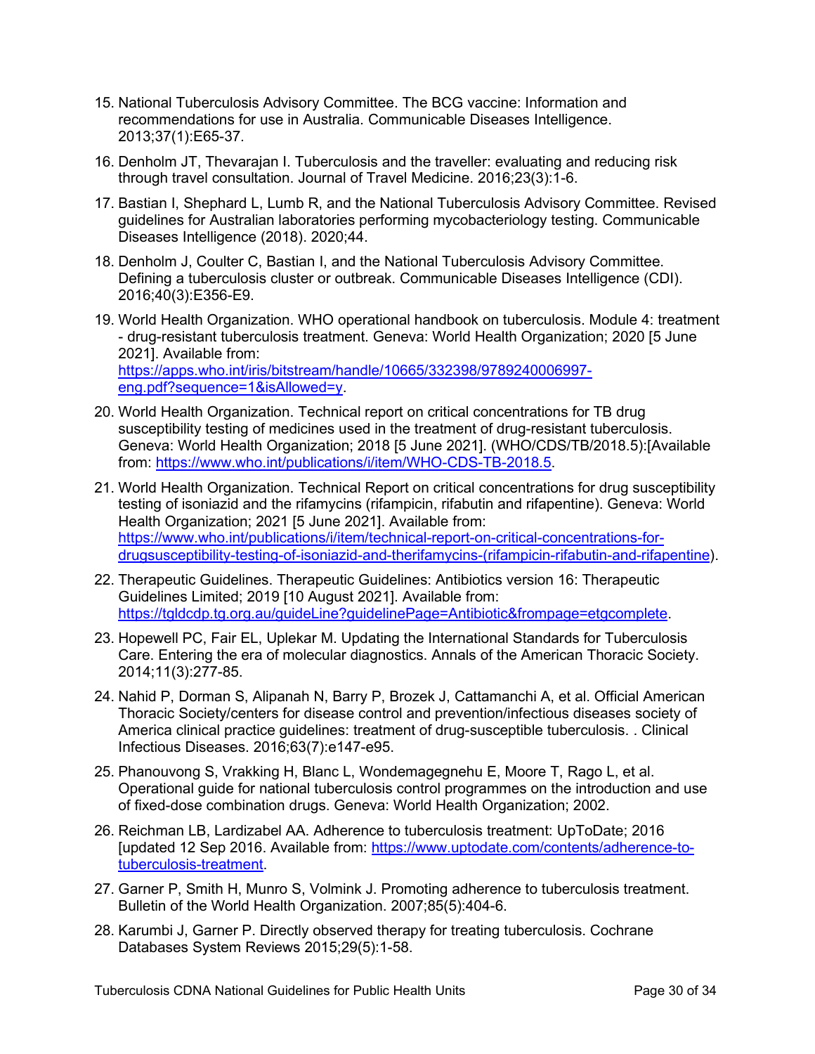15. National Tuberculosis Advisory Committee. The BCG vaccine: Information and recommendations for use in Australia. Communicable Diseases Intelligence. 2013;37(1):E65-37.

16. Denholm JT, Thevarajan I. Tuberculosis and the traveller: evaluating and reducing risk through travel consultation. Journal of Travel Medicine. 2016;23(3):1-6.

17. Bastian I, Shephard L, Lumb R, and the National Tuberculosis Advisory Committee. Revised guidelines for Australian laboratories performing mycobacteriology testing. Communicable Diseases Intelligence (2018). 2020;44.

18. Denholm J, Coulter C, Bastian I, and the National Tuberculosis Advisory Committee. Defining a tuberculosis cluster or outbreak. Communicable Diseases Intelligence (CDI). 2016;40(3):E356-E9.

19. World Health Organization. WHO operational handbook on tuberculosis. Module 4: treatment - drug-resistant tuberculosis treatment. Geneva: World Health Organization; 2020 [5 June 2021]. Available from: [https://apps.who.int/iris/bitstream/handle/10665/332398/9789240006997-eng.pdf?sequence=1&isAllowed=y](https://apps.who.int/iris/bitstream/handle/10665/332398/9789240006997-eng.pdf?sequence=1&isAllowed=y).

20. World Health Organization. Technical report on critical concentrations for TB drug susceptibility testing of medicines used in the treatment of drug-resistant tuberculosis. Geneva: World Health Organization; 2018 [5 June 2021]. (WHO/CDS/TB/2018.5):[Available from: [https://www.who.int/publications/i/item/WHO-CDS-TB-2018.5](https://www.who.int/publications/i/item/WHO-CDS-TB-2018.5).

21. World Health Organization. Technical Report on critical concentrations for drug susceptibility testing of isoniazid and the rifamycins (rifampicin, rifabutin and rifapentine). Geneva: World Health Organization; 2021 [5 June 2021]. Available from: [https://www.who.int/publications/i/item/technical-report-on-critical-concentrations-for-drugsusceptibility-testing-of-isoniazid-and-therifamycins-(rifampicin-rifabutin-and-rifapentine](https://www.who.int/publications/i/item/technical-report-on-critical-concentrations-for-drugsusceptibility-testing-of-isoniazid-and-therifamycins-(rifampicin-rifabutin-and-rifapentine)).

22. Therapeutic Guidelines. Therapeutic Guidelines: Antibiotics version 16: Therapeutic Guidelines Limited; 2019 [10 August 2021]. Available from: [https://tgldcdp.tg.org.au/guideLine?guidelinePage=Antibiotic&frompage=etgcomplete](https://tgldcdp.tg.org.au/guideLine?guidelinePage=Antibiotic&frompage=etgcomplete).

23. Hopewell PC, Fair EL, Uplekar M. Updating the International Standards for Tuberculosis Care. Entering the era of molecular diagnostics. Annals of the American Thoracic Society. 2014;11(3):277-85.

24. Nahid P, Dorman S, Alipanah N, Barry P, Brozek J, Cattamanchi A, et al. Official American Thoracic Society/centers for disease control and prevention/infectious diseases society of America clinical practice guidelines: treatment of drug-susceptible tuberculosis. . Clinical Infectious Diseases. 2016;63(7):e147-e95.

25. Phanouvong S, Vrakking H, Blanc L, Wondemagegnehu E, Moore T, Rago L, et al. Operational guide for national tuberculosis control programmes on the introduction and use of fixed-dose combination drugs. Geneva: World Health Organization; 2002.

26. Reichman LB, Lardizabel AA. Adherence to tuberculosis treatment: UpToDate; 2016 [updated 12 Sep 2016. Available from: [https://www.uptodate.com/contents/adherence-to-tuberculosis-treatment](https://www.uptodate.com/contents/adherence-to-tuberculosis-treatment).

27. Garner P, Smith H, Munro S, Volmink J. Promoting adherence to tuberculosis treatment. Bulletin of the World Health Organization. 2007;85(5):404-6.

28. Karumbi J, Garner P. Directly observed therapy for treating tuberculosis. Cochrane Databases System Reviews 2015;29(5):1-58.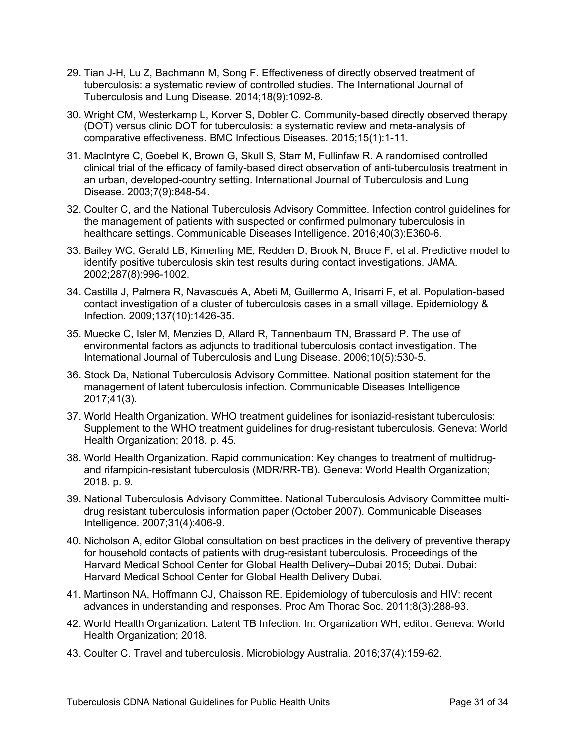29. Tian J-H, Lu Z, Bachmann M, Song F. Effectiveness of directly observed treatment of tuberculosis: a systematic review of controlled studies. The International Journal of Tuberculosis and Lung Disease. 2014;18(9):1092-8.

30. Wright CM, Westerkamp L, Korver S, Dobler C. Community-based directly observed therapy (DOT) versus clinic DOT for tuberculosis: a systematic review and meta-analysis of comparative effectiveness. BMC Infectious Diseases. 2015;15(1):1-11.

31. MacIntyre C, Goebel K, Brown G, Skull S, Starr M, Fullinfaw R. A randomised controlled clinical trial of the efficacy of family-based direct observation of anti-tuberculosis treatment in an urban, developed-country setting. International Journal of Tuberculosis and Lung Disease. 2003;7(9):848-54.

32. Coulter C, and the National Tuberculosis Advisory Committee. Infection control guidelines for the management of patients with suspected or confirmed pulmonary tuberculosis in healthcare settings. Communicable Diseases Intelligence. 2016;40(3):E360-6.

33. Bailey WC, Gerald LB, Kimerling ME, Redden D, Brook N, Bruce F, et al. Predictive model to identify positive tuberculosis skin test results during contact investigations. JAMA. 2002;287(8):996-1002.

34. Castilla J, Palmera R, Navascués A, Abeti M, Guillermo A, Irisarri F, et al. Population-based contact investigation of a cluster of tuberculosis cases in a small village. Epidemiology & Infection. 2009;137(10):1426-35.

35. Muecke C, Isler M, Menzies D, Allard R, Tannenbaum TN, Brassard P. The use of environmental factors as adjuncts to traditional tuberculosis contact investigation. The International Journal of Tuberculosis and Lung Disease. 2006;10(5):530-5.

36. Stock Da, National Tuberculosis Advisory Committee. National position statement for the management of latent tuberculosis infection. Communicable Diseases Intelligence 2017;41(3).

37. World Health Organization. WHO treatment guidelines for isoniazid-resistant tuberculosis: Supplement to the WHO treatment guidelines for drug-resistant tuberculosis. Geneva: World Health Organization; 2018. p. 45.

38. World Health Organization. Rapid communication: Key changes to treatment of multidrug- and rifampicin-resistant tuberculosis (MDR/RR-TB). Geneva: World Health Organization; 2018. p. 9.

39. National Tuberculosis Advisory Committee. National Tuberculosis Advisory Committee multi-drug resistant tuberculosis information paper (October 2007). Communicable Diseases Intelligence. 2007;31(4):406-9.

40. Nicholson A, editor Global consultation on best practices in the delivery of preventive therapy for household contacts of patients with drug-resistant tuberculosis. Proceedings of the Harvard Medical School Center for Global Health Delivery–Dubai 2015; Dubai. Dubai: Harvard Medical School Center for Global Health Delivery Dubai.

41. Martinson NA, Hoffmann CJ, Chaisson RE. Epidemiology of tuberculosis and HIV: recent advances in understanding and responses. Proc Am Thorac Soc. 2011;8(3):288-93.

42. World Health Organization. Latent TB Infection. In: Organization WH, editor. Geneva: World Health Organization; 2018.

43. Coulter C. Travel and tuberculosis. Microbiology Australia. 2016;37(4):159-62.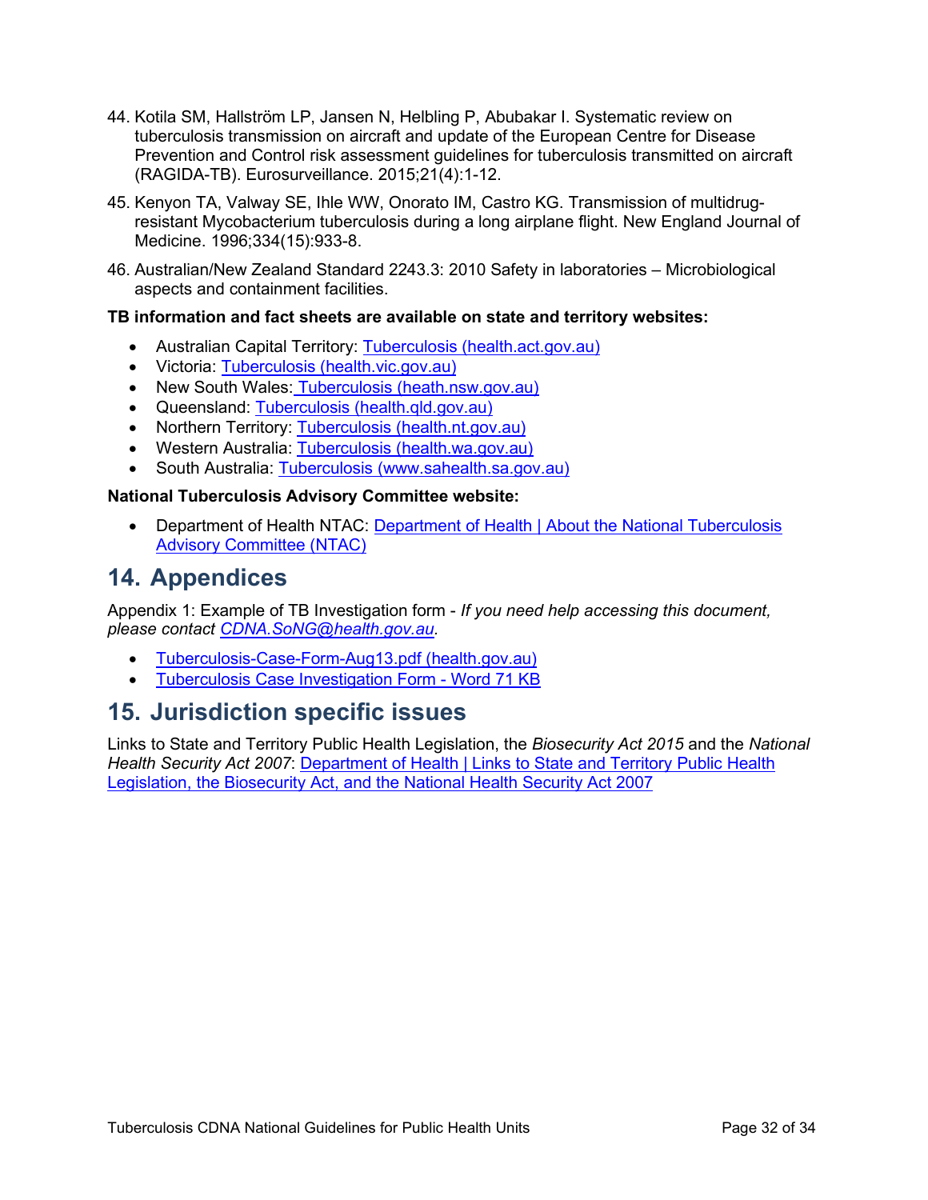44. Kotila SM, Hallström LP, Jansen N, Helbling P, Abubakar I. Systematic review on tuberculosis transmission on aircraft and update of the European Centre for Disease Prevention and Control risk assessment guidelines for tuberculosis transmitted on aircraft (RAGIDA-TB). Eurosurveillance. 2015;21(4):1-12.

45. Kenyon TA, Valway SE, Ihle WW, Onorato IM, Castro KG. Transmission of multidrug-resistant Mycobacterium tuberculosis during a long airplane flight. New England Journal of Medicine. 1996;334(15):933-8.

46. Australian/New Zealand Standard 2243.3: 2010 Safety in laboratories – Microbiological aspects and containment facilities.

**TB information and fact sheets are available on state and territory websites:**

- Australian Capital Territory: [Tuberculosis (health.act.gov.au)]()
- Victoria: [Tuberculosis (health.vic.gov.au)]()
- New South Wales: [Tuberculosis (heath.nsw.gov.au)]()
- Queensland: [Tuberculosis (health.qld.gov.au)]()
- Northern Territory: [Tuberculosis (health.nt.gov.au)]()
- Western Australia: [Tuberculosis (health.wa.gov.au)]()
- South Australia: [Tuberculosis (www.sahealth.sa.gov.au)]()

**National Tuberculosis Advisory Committee website:**

- Department of Health NTAC: [Department of Health | About the National Tuberculosis Advisory Committee (NTAC)]()

# 14. Appendices

Appendix 1: Example of TB Investigation form - *If you need help accessing this document, please contact [CDNA.SoNG@health.gov.au]().*

- [Tuberculosis-Case-Form-Aug13.pdf (health.gov.au)]()
- [Tuberculosis Case Investigation Form - Word 71 KB]()

# 15. Jurisdiction specific issues

Links to State and Territory Public Health Legislation, the *Biosecurity Act 2015* and the *National Health Security Act 2007*: [Department of Health | Links to State and Territory Public Health Legislation, the Biosecurity Act, and the National Health Security Act 2007]()